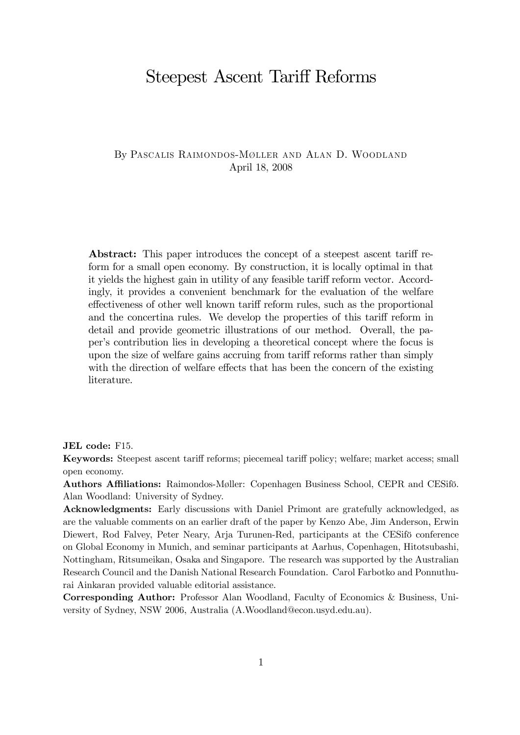# Steepest Ascent Tariff Reforms

By Pascalis Raimondos-Møller and Alan D. Woodland

April 18, 2008

**Abstract:** This paper introduces the concept of a steepest ascent tariff reform for a small open economy. By construction, it is locally optimal in that it yields the highest gain in utility of any feasible tariff reform vector. Accordingly, it provides a convenient benchmark for the evaluation of the welfare effectiveness of other well known tariff reform rules, such as the proportional and the concertina rules. We develop the properties of this tariff reform in detail and provide geometric illustrations of our method. Overall, the paper's contribution lies in developing a theoretical concept where the focus is upon the size of welfare gains accruing from tariff reforms rather than simply with the direction of welfare effects that has been the concern of the existing literature.

**JEL code:** F15.

**Keywords:** Steepest ascent tariff reforms; piecemeal tariff policy; welfare; market access; small open economy.

**Authors Affiliations:** Raimondos-Møller: Copenhagen Business School, CEPR and CESifö. Alan Woodland: University of Sydney.

**Acknowledgments:** Early discussions with Daniel Primont are gratefully acknowledged, as are the valuable comments on an earlier draft of the paper by Kenzo Abe, Jim Anderson, Erwin Diewert, Rod Falvey, Peter Neary, Arja Turunen-Red, participants at the CESifö conference on Global Economy in Munich, and seminar participants at Aarhus, Copenhagen, Hitotsubashi, Nottingham, Ritsumeikan, Osaka and Singapore. The research was supported by the Australian Research Council and the Danish National Research Foundation. Carol Farbotko and Ponnuthurai Ainkaran provided valuable editorial assistance.

**Corresponding Author:** Professor Alan Woodland, Faculty of Economics & Business, University of Sydney, NSW 2006, Australia (A.Woodland@econ.usyd.edu.au).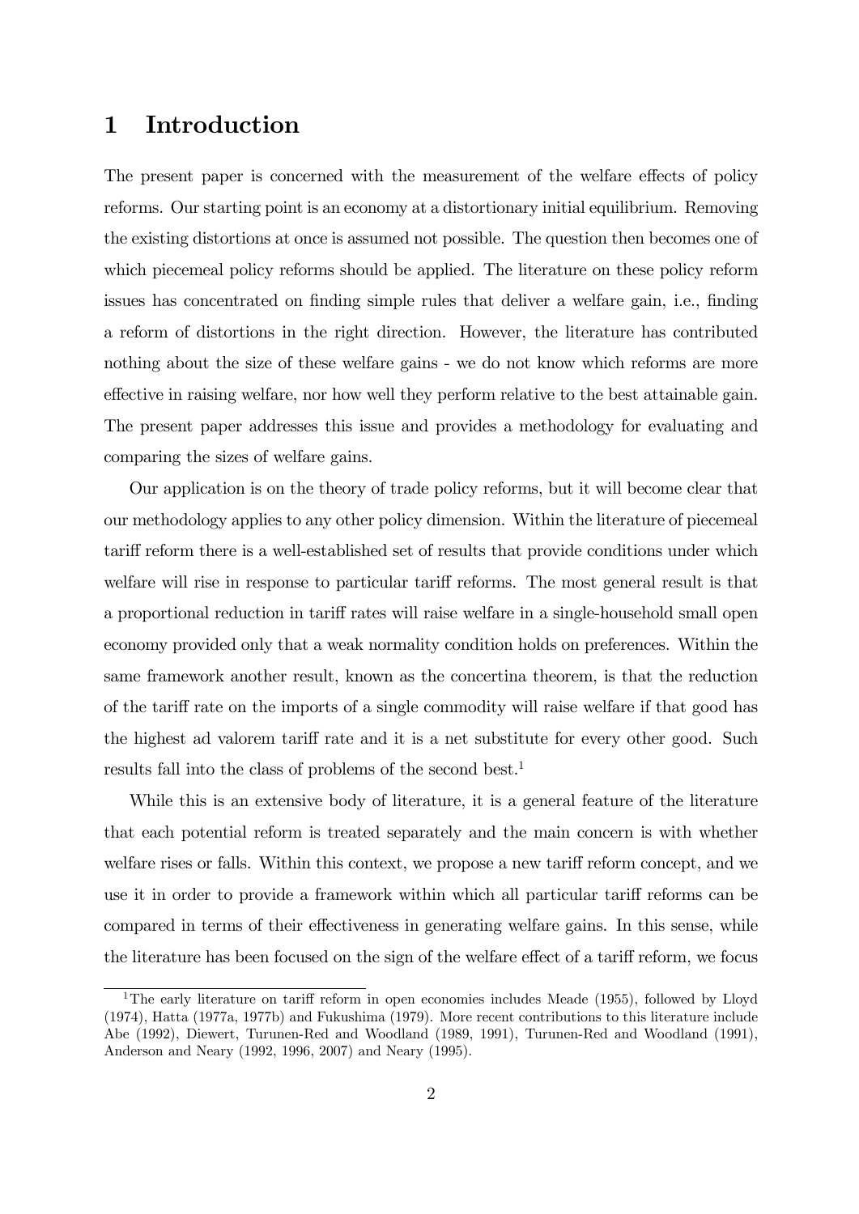# 1 Introduction

The present paper is concerned with the measurement of the welfare effects of policy reforms. Our starting point is an economy at a distortionary initial equilibrium. Removing the existing distortions at once is assumed not possible. The question then becomes one of which piecemeal policy reforms should be applied. The literature on these policy reform issues has concentrated on finding simple rules that deliver a welfare gain, i.e., finding a reform of distortions in the right direction. However, the literature has contributed nothing about the size of these welfare gains - we do not know which reforms are more effective in raising welfare, nor how well they perform relative to the best attainable gain. The present paper addresses this issue and provides a methodology for evaluating and comparing the sizes of welfare gains.

Our application is on the theory of trade policy reforms, but it will become clear that our methodology applies to any other policy dimension. Within the literature of piecemeal tariff reform there is a well-established set of results that provide conditions under which welfare will rise in response to particular tariff reforms. The most general result is that a proportional reduction in tariff rates will raise welfare in a single-household small open economy provided only that a weak normality condition holds on preferences. Within the same framework another result, known as the concertina theorem, is that the reduction of the tariff rate on the imports of a single commodity will raise welfare if that good has the highest ad valorem tariff rate and it is a net substitute for every other good. Such results fall into the class of problems of the second best.[1]

While this is an extensive body of literature, it is a general feature of the literature that each potential reform is treated separately and the main concern is with whether welfare rises or falls. Within this context, we propose a new tariff reform concept, and we use it in order to provide a framework within which all particular tariff reforms can be compared in terms of their effectiveness in generating welfare gains. In this sense, while the literature has been focused on the sign of the welfare effect of a tariff reform, we focus

[1] The early literature on tariff reform in open economies includes Meade (1955), followed by Lloyd (1974), Hatta (1977a, 1977b) and Fukushima (1979). More recent contributions to this literature include Abe (1992), Diewert, Turunen-Red and Woodland (1989, 1991), Turunen-Red and Woodland (1991), Anderson and Neary (1992, 1996, 2007) and Neary (1995).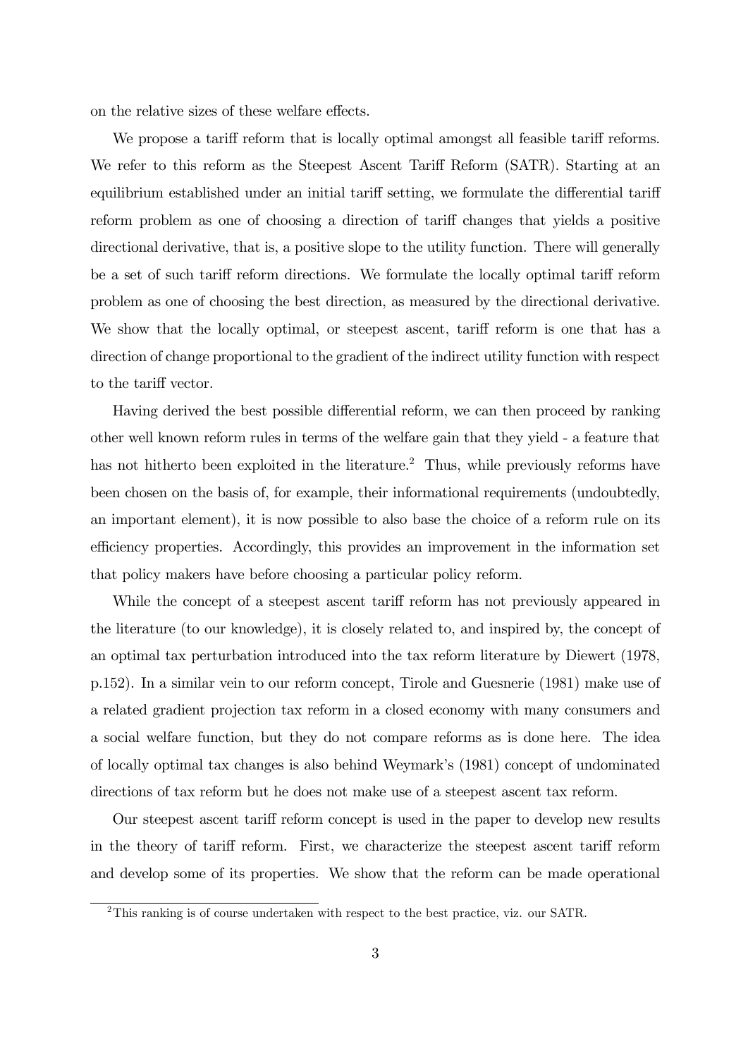on the relative sizes of these welfare effects.

We propose a tariff reform that is locally optimal amongst all feasible tariff reforms. We refer to this reform as the Steepest Ascent Tariff Reform (SATR). Starting at an equilibrium established under an initial tariff setting, we formulate the differential tariff reform problem as one of choosing a direction of tariff changes that yields a positive directional derivative, that is, a positive slope to the utility function. There will generally be a set of such tariff reform directions. We formulate the locally optimal tariff reform problem as one of choosing the best direction, as measured by the directional derivative. We show that the locally optimal, or steepest ascent, tariff reform is one that has a direction of change proportional to the gradient of the indirect utility function with respect to the tariff vector.

Having derived the best possible differential reform, we can then proceed by ranking other well known reform rules in terms of the welfare gain that they yield - a feature that has not hitherto been exploited in the literature.[2] Thus, while previously reforms have been chosen on the basis of, for example, their informational requirements (undoubtedly, an important element), it is now possible to also base the choice of a reform rule on its efficiency properties. Accordingly, this provides an improvement in the information set that policy makers have before choosing a particular policy reform.

While the concept of a steepest ascent tariff reform has not previously appeared in the literature (to our knowledge), it is closely related to, and inspired by, the concept of an optimal tax perturbation introduced into the tax reform literature by Diewert (1978, p.152). In a similar vein to our reform concept, Tirole and Guesnerie (1981) make use of a related gradient projection tax reform in a closed economy with many consumers and a social welfare function, but they do not compare reforms as is done here. The idea of locally optimal tax changes is also behind Weymark's (1981) concept of undominated directions of tax reform but he does not make use of a steepest ascent tax reform.

Our steepest ascent tariff reform concept is used in the paper to develop new results in the theory of tariff reform. First, we characterize the steepest ascent tariff reform and develop some of its properties. We show that the reform can be made operational

[2] This ranking is of course undertaken with respect to the best practice, viz. our SATR.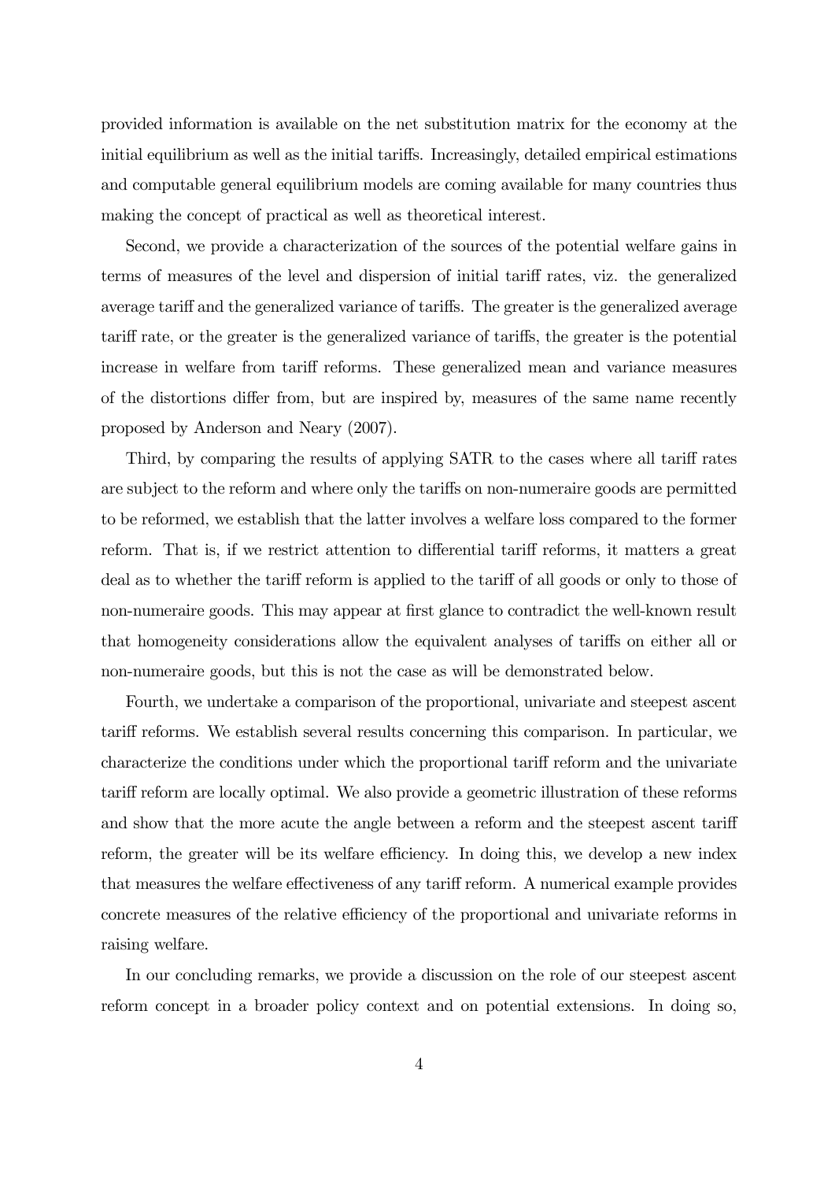provided information is available on the net substitution matrix for the economy at the initial equilibrium as well as the initial tariffs. Increasingly, detailed empirical estimations and computable general equilibrium models are coming available for many countries thus making the concept of practical as well as theoretical interest.

Second, we provide a characterization of the sources of the potential welfare gains in terms of measures of the level and dispersion of initial tariff rates, viz. the generalized average tariff and the generalized variance of tariffs. The greater is the generalized average tariff rate, or the greater is the generalized variance of tariffs, the greater is the potential increase in welfare from tariff reforms. These generalized mean and variance measures of the distortions differ from, but are inspired by, measures of the same name recently proposed by Anderson and Neary (2007).

Third, by comparing the results of applying SATR to the cases where all tariff rates are subject to the reform and where only the tariffs on non-numeraire goods are permitted to be reformed, we establish that the latter involves a welfare loss compared to the former reform. That is, if we restrict attention to differential tariff reforms, it matters a great deal as to whether the tariff reform is applied to the tariff of all goods or only to those of non-numeraire goods. This may appear at first glance to contradict the well-known result that homogeneity considerations allow the equivalent analyses of tariffs on either all or non-numeraire goods, but this is not the case as will be demonstrated below.

Fourth, we undertake a comparison of the proportional, univariate and steepest ascent tariff reforms. We establish several results concerning this comparison. In particular, we characterize the conditions under which the proportional tariff reform and the univariate tariff reform are locally optimal. We also provide a geometric illustration of these reforms and show that the more acute the angle between a reform and the steepest ascent tariff reform, the greater will be its welfare efficiency. In doing this, we develop a new index that measures the welfare effectiveness of any tariff reform. A numerical example provides concrete measures of the relative efficiency of the proportional and univariate reforms in raising welfare.

In our concluding remarks, we provide a discussion on the role of our steepest ascent reform concept in a broader policy context and on potential extensions. In doing so,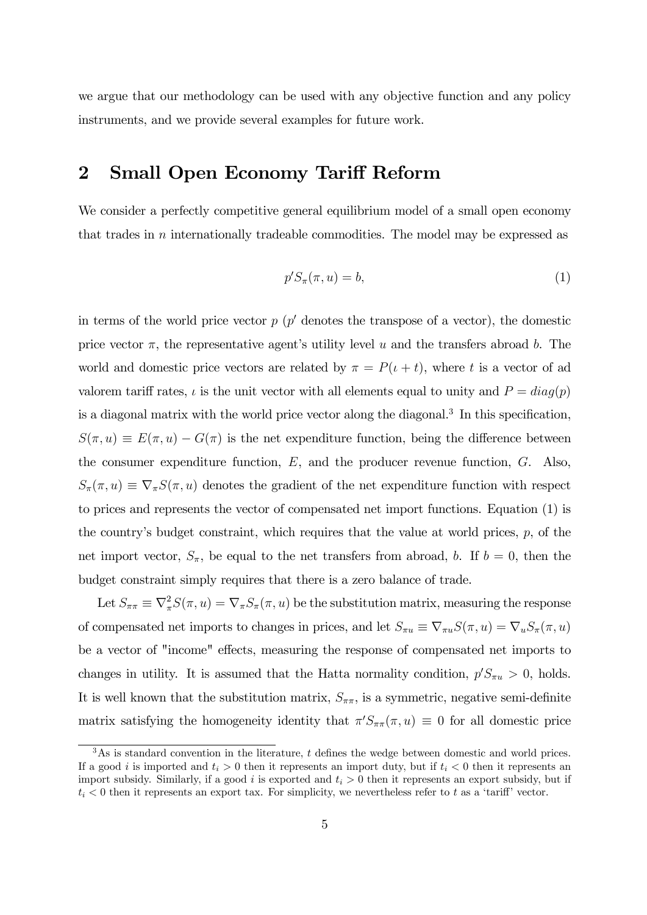we argue that our methodology can be used with any objective function and any policy instruments, and we provide several examples for future work.

## 2 Small Open Economy Tariff Reform

We consider a perfectly competitive general equilibrium model of a small open economy that trades in $n$ internationally tradeable commodities. The model may be expressed as

$$p' S_{\pi}(\pi, u) = b, \tag{1}$$

in terms of the world price vector $p$ ($p'$ denotes the transpose of a vector), the domestic price vector $\pi$, the representative agent's utility level $u$ and the transfers abroad $b$. The world and domestic price vectors are related by $\pi = P(\iota + t)$, where $t$ is a vector of ad valorem tariff rates, $\iota$ is the unit vector with all elements equal to unity and $P = diag(p)$ is a diagonal matrix with the world price vector along the diagonal.[3] In this specification, $S(\pi, u) \equiv E(\pi, u) - G(\pi)$ is the net expenditure function, being the difference between the consumer expenditure function, $E$, and the producer revenue function, $G$. Also, $S_{\pi}(\pi, u) \equiv \nabla_{\pi} S(\pi, u)$ denotes the gradient of the net expenditure function with respect to prices and represents the vector of compensated net import functions. Equation (1) is the country's budget constraint, which requires that the value at world prices, $p$, of the net import vector, $S_{\pi}$, be equal to the net transfers from abroad, $b$. If $b = 0$, then the budget constraint simply requires that there is a zero balance of trade.

Let $S_{\pi\pi} \equiv \nabla^2_{\pi} S(\pi, u) = \nabla_{\pi} S_{\pi}(\pi, u)$ be the substitution matrix, measuring the response of compensated net imports to changes in prices, and let $S_{\pi u} \equiv \nabla_{\pi u} S(\pi, u) = \nabla_u S_{\pi}(\pi, u)$ be a vector of "income" effects, measuring the response of compensated net imports to changes in utility. It is assumed that the Hatta normality condition, $p' S_{\pi u} > 0$, holds. It is well known that the substitution matrix, $S_{\pi\pi}$, is a symmetric, negative semi-definite matrix satisfying the homogeneity identity that $\pi' S_{\pi\pi}(\pi, u) \equiv 0$ for all domestic price

[3] As is standard convention in the literature, $t$ defines the wedge between domestic and world prices. If a good $i$ is imported and $t_i > 0$ then it represents an import duty, but if $t_i < 0$ then it represents an import subsidy. Similarly, if a good $i$ is exported and $t_i > 0$ then it represents an export subsidy, but if $t_i < 0$ then it represents an export tax. For simplicity, we nevertheless refer to $t$ as a 'tariff' vector.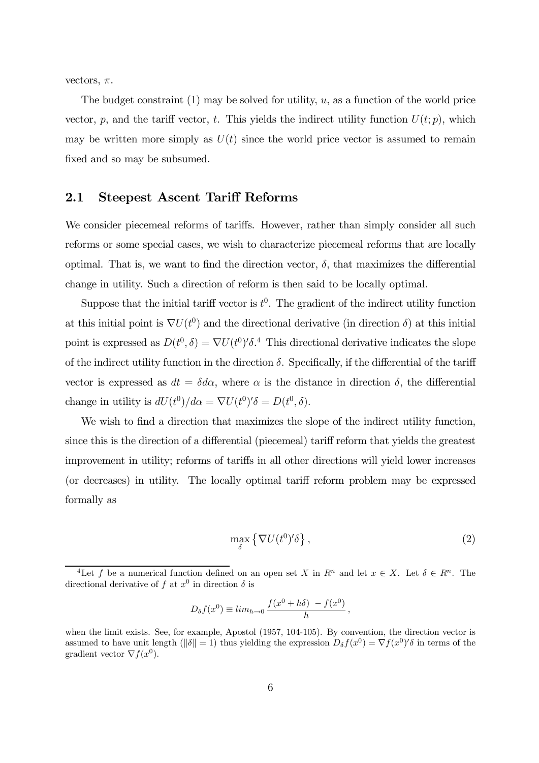vectors, $\pi$.

The budget constraint (1) may be solved for utility, $u$, as a function of the world price vector, $p$, and the tariff vector, $t$. This yields the indirect utility function $U(t;p)$, which may be written more simply as $U(t)$ since the world price vector is assumed to remain fixed and so may be subsumed.

## 2.1 Steepest Ascent Tariff Reforms

We consider piecemeal reforms of tariffs. However, rather than simply consider all such reforms or some special cases, we wish to characterize piecemeal reforms that are locally optimal. That is, we want to find the direction vector, $\delta$, that maximizes the differential change in utility. Such a direction of reform is then said to be locally optimal.

Suppose that the initial tariff vector is $t^0$. The gradient of the indirect utility function at this initial point is $\nabla U(t^0)$ and the directional derivative (in direction $\delta$) at this initial point is expressed as $D(t^0, \delta) = \nabla U(t^0)'\delta$.[4] This directional derivative indicates the slope of the indirect utility function in the direction $\delta$. Specifically, if the differential of the tariff vector is expressed as $dt = \delta d\alpha$, where $\alpha$ is the distance in direction $\delta$, the differential change in utility is $dU(t^0)/d\alpha = \nabla U(t^0)'\delta = D(t^0, \delta)$.

We wish to find a direction that maximizes the slope of the indirect utility function, since this is the direction of a differential (piecemeal) tariff reform that yields the greatest improvement in utility; reforms of tariffs in all other directions will yield lower increases (or decreases) in utility. The locally optimal tariff reform problem may be expressed formally as

$$\max_{\delta} \left\{ \nabla U(t^0)'\delta \right\}, \tag{2}$$

[4] Let $f$ be a numerical function defined on an open set $X$ in $R^n$ and let $x \in X$. Let $\delta \in R^n$. The directional derivative of $f$ at $x^0$ in direction $\delta$ is

$$D_\delta f(x^0) \equiv lim_{h \to 0} \frac{f(x^0 + h\delta) - f(x^0)}{h},$$

when the limit exists. See, for example, Apostol (1957, 104-105). By convention, the direction vector is assumed to have unit length ($\|\delta\| = 1$) thus yielding the expression $D_\delta f(x^0) = \nabla f(x^0)'\delta$ in terms of the gradient vector $\nabla f(x^0)$.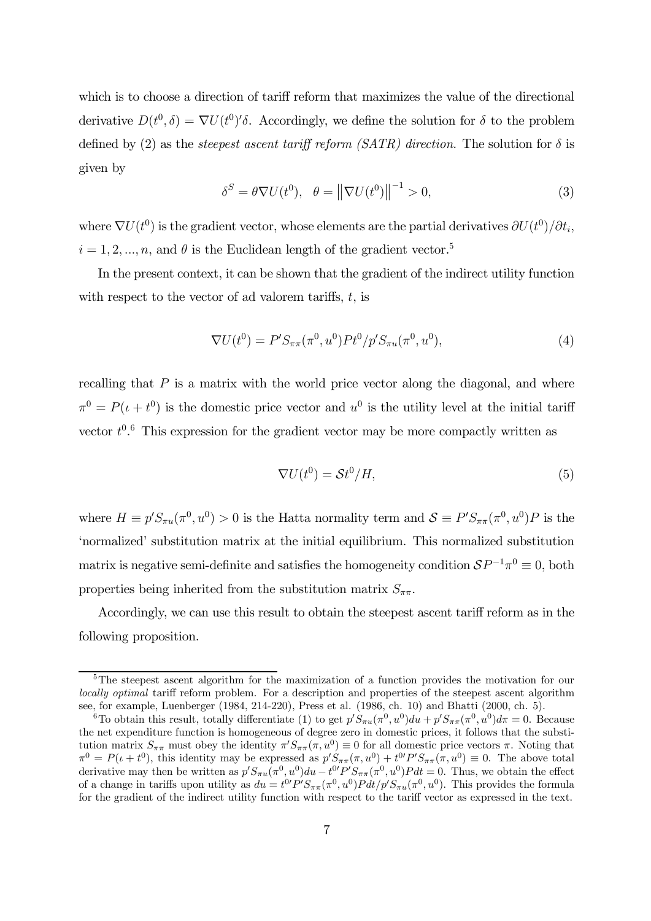which is to choose a direction of tariff reform that maximizes the value of the directional derivative $D(t^0, \delta) = \nabla U(t^0)'\delta$. Accordingly, we define the solution for $\delta$ to the problem defined by (2) as the *steepest ascent tariff reform (SATR) direction.* The solution for $\delta$ is given by

$$\delta^S = \theta \nabla U(t^0), \quad \theta = \left\| \nabla U(t^0) \right\|^{-1} > 0, \tag{3}$$

where $\nabla U(t^0)$ is the gradient vector, whose elements are the partial derivatives $\partial U(t^0)/\partial t_i$, $i = 1, 2, ..., n$, and $\theta$ is the Euclidean length of the gradient vector.[5]

In the present context, it can be shown that the gradient of the indirect utility function with respect to the vector of ad valorem tariffs, $t$, is

$$\nabla U(t^0) = P' S_{\pi\pi}(\pi^0, u^0) P t^0 / p' S_{\pi u}(\pi^0, u^0), \tag{4}$$

recalling that $P$ is a matrix with the world price vector along the diagonal, and where $\pi^0 = P(\iota + t^0)$ is the domestic price vector and $u^0$ is the utility level at the initial tariff vector $t^0$.[6] This expression for the gradient vector may be more compactly written as

$$\nabla U(t^0) = \mathcal{S} t^0 / H, \tag{5}$$

where $H \equiv p' S_{\pi u}(\pi^0, u^0) > 0$ is the Hatta normality term and $\mathcal{S} \equiv P' S_{\pi\pi}(\pi^0, u^0) P$ is the 'normalized' substitution matrix at the initial equilibrium. This normalized substitution matrix is negative semi-definite and satisfies the homogeneity condition $\mathcal{S} P^{-1} \pi^0 \equiv 0$, both properties being inherited from the substitution matrix $S_{\pi\pi}$.

Accordingly, we can use this result to obtain the steepest ascent tariff reform as in the following proposition.

---

[5] The steepest ascent algorithm for the maximization of a function provides the motivation for our *locally optimal* tariff reform problem. For a description and properties of the steepest ascent algorithm see, for example, Luenberger (1984, 214-220), Press et al. (1986, ch. 10) and Bhatti (2000, ch. 5).

[6] To obtain this result, totally differentiate (1) to get $p' S_{\pi u}(\pi^0, u^0) du + p' S_{\pi\pi}(\pi^0, u^0) d\pi = 0$. Because the net expenditure function is homogeneous of degree zero in domestic prices, it follows that the substitution matrix $S_{\pi\pi}$ must obey the identity $\pi' S_{\pi\pi}(\pi, u^0) \equiv 0$ for all domestic price vectors $\pi$. Noting that $\pi^0 = P(\iota + t^0)$, this identity may be expressed as $p' S_{\pi\pi}(\pi, u^0) + t^{0\prime} P' S_{\pi\pi}(\pi, u^0) \equiv 0$. The above total derivative may then be written as $p' S_{\pi u}(\pi^0, u^0) du - t^{0\prime} P' S_{\pi\pi}(\pi^0, u^0) P dt = 0$. Thus, we obtain the effect of a change in tariffs upon utility as $du = t^{0\prime} P' S_{\pi\pi}(\pi^0, u^0) P dt / p' S_{\pi u}(\pi^0, u^0)$. This provides the formula for the gradient of the indirect utility function with respect to the tariff vector as expressed in the text.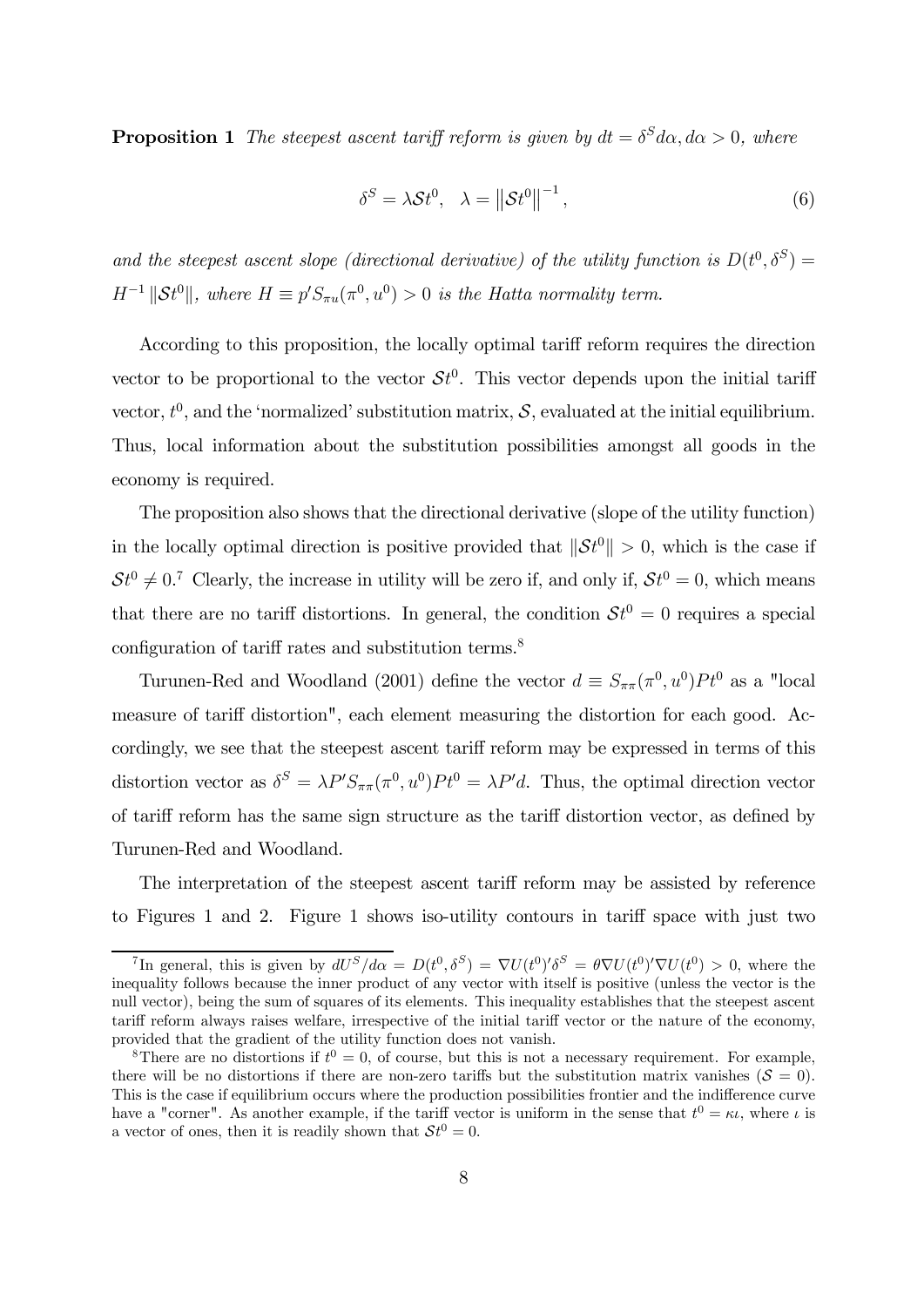**Proposition 1** *The steepest ascent tariff reform is given by $dt = \delta^S d\alpha, d\alpha > 0$, where*

$$\delta^S = \lambda \mathcal{S} t^0, \quad \lambda = \left\| \mathcal{S} t^0 \right\|^{-1}, \tag{6}$$

*and the steepest ascent slope (directional derivative) of the utility function is $D(t^0, \delta^S) = H^{-1} \left\| \mathcal{S} t^0 \right\|$, where $H \equiv p' S_{\pi u}(\pi^0, u^0) > 0$ is the Hatta normality term.*

According to this proposition, the locally optimal tariff reform requires the direction vector to be proportional to the vector $\mathcal{S}t^0$. This vector depends upon the initial tariff vector, $t^0$, and the 'normalized' substitution matrix, $\mathcal{S}$, evaluated at the initial equilibrium. Thus, local information about the substitution possibilities amongst all goods in the economy is required.

The proposition also shows that the directional derivative (slope of the utility function) in the locally optimal direction is positive provided that $\left\| \mathcal{S}t^0 \right\| > 0$, which is the case if $\mathcal{S}t^0 \neq 0$.[7] Clearly, the increase in utility will be zero if, and only if, $\mathcal{S}t^0 = 0$, which means that there are no tariff distortions. In general, the condition $\mathcal{S}t^0 = 0$ requires a special configuration of tariff rates and substitution terms.[8]

Turunen-Red and Woodland (2001) define the vector $d \equiv S_{\pi\pi}(\pi^0, u^0) P t^0$ as a "local measure of tariff distortion", each element measuring the distortion for each good. Accordingly, we see that the steepest ascent tariff reform may be expressed in terms of this distortion vector as $\delta^S = \lambda P' S_{\pi\pi}(\pi^0, u^0) P t^0 = \lambda P' d$. Thus, the optimal direction vector of tariff reform has the same sign structure as the tariff distortion vector, as defined by Turunen-Red and Woodland.

The interpretation of the steepest ascent tariff reform may be assisted by reference to Figures 1 and 2. Figure 1 shows iso-utility contours in tariff space with just two

---

[7] In general, this is given by $dU^S/d\alpha = D(t^0, \delta^S) = \nabla U(t^0)' \delta^S = \theta \nabla U(t^0)' \nabla U(t^0) > 0$, where the inequality follows because the inner product of any vector with itself is positive (unless the vector is the null vector), being the sum of squares of its elements. This inequality establishes that the steepest ascent tariff reform always raises welfare, irrespective of the initial tariff vector or the nature of the economy, provided that the gradient of the utility function does not vanish.

[8] There are no distortions if $t^0 = 0$, of course, but this is not a necessary requirement. For example, there will be no distortions if there are non-zero tariffs but the substitution matrix vanishes ($\mathcal{S} = 0$). This is the case if equilibrium occurs where the production possibilities frontier and the indifference curve have a "corner". As another example, if the tariff vector is uniform in the sense that $t^0 = \kappa\iota$, where $\iota$ is a vector of ones, then it is readily shown that $\mathcal{S}t^0 = 0$.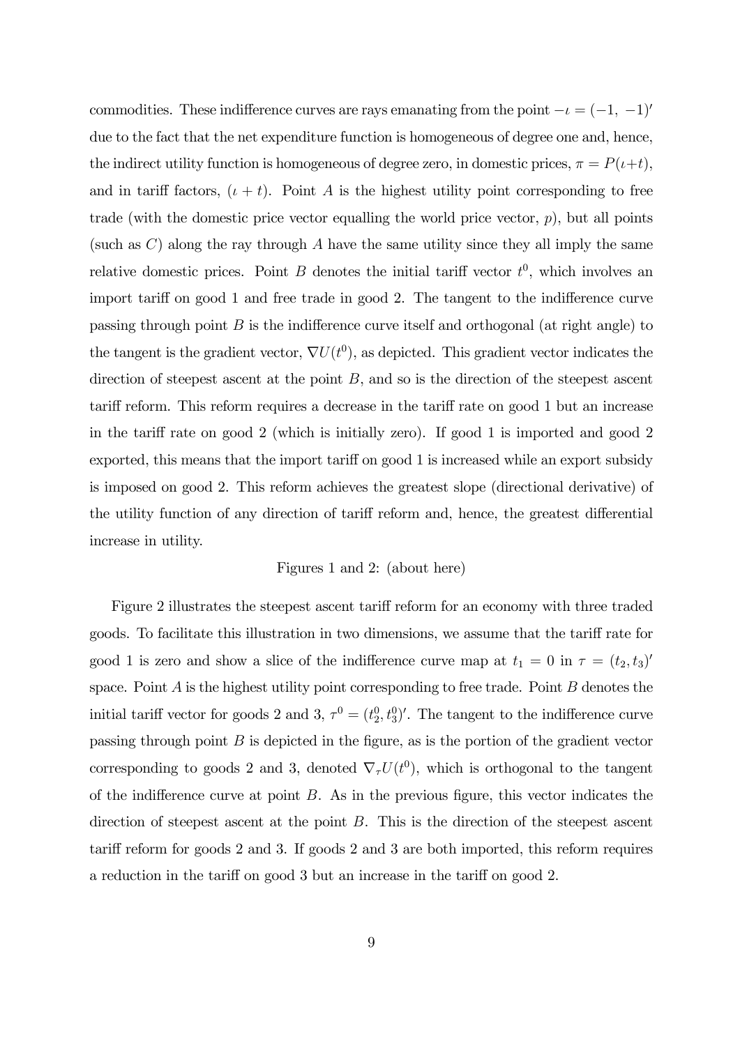commodities. These indifference curves are rays emanating from the point $-\iota = (-1, -1)'$ due to the fact that the net expenditure function is homogeneous of degree one and, hence, the indirect utility function is homogeneous of degree zero, in domestic prices, $\pi = P(\iota + t)$, and in tariff factors, $(\iota + t)$. Point $A$ is the highest utility point corresponding to free trade (with the domestic price vector equalling the world price vector, $p$), but all points (such as $C$) along the ray through $A$ have the same utility since they all imply the same relative domestic prices. Point $B$ denotes the initial tariff vector $t^0$, which involves an import tariff on good 1 and free trade in good 2. The tangent to the indifference curve passing through point $B$ is the indifference curve itself and orthogonal (at right angle) to the tangent is the gradient vector, $\nabla U(t^0)$, as depicted. This gradient vector indicates the direction of steepest ascent at the point $B$, and so is the direction of the steepest ascent tariff reform. This reform requires a decrease in the tariff rate on good 1 but an increase in the tariff rate on good 2 (which is initially zero). If good 1 is imported and good 2 exported, this means that the import tariff on good 1 is increased while an export subsidy is imposed on good 2. This reform achieves the greatest slope (directional derivative) of the utility function of any direction of tariff reform and, hence, the greatest differential increase in utility.

Figures 1 and 2: (about here)

Figure 2 illustrates the steepest ascent tariff reform for an economy with three traded goods. To facilitate this illustration in two dimensions, we assume that the tariff rate for good 1 is zero and show a slice of the indifference curve map at $t_1 = 0$ in $\tau = (t_2, t_3)'$ space. Point $A$ is the highest utility point corresponding to free trade. Point $B$ denotes the initial tariff vector for goods 2 and 3, $\tau^0 = (t_2^0, t_3^0)'$. The tangent to the indifference curve passing through point $B$ is depicted in the figure, as is the portion of the gradient vector corresponding to goods 2 and 3, denoted $\nabla_\tau U(t^0)$, which is orthogonal to the tangent of the indifference curve at point $B$. As in the previous figure, this vector indicates the direction of steepest ascent at the point $B$. This is the direction of the steepest ascent tariff reform for goods 2 and 3. If goods 2 and 3 are both imported, this reform requires a reduction in the tariff on good 3 but an increase in the tariff on good 2.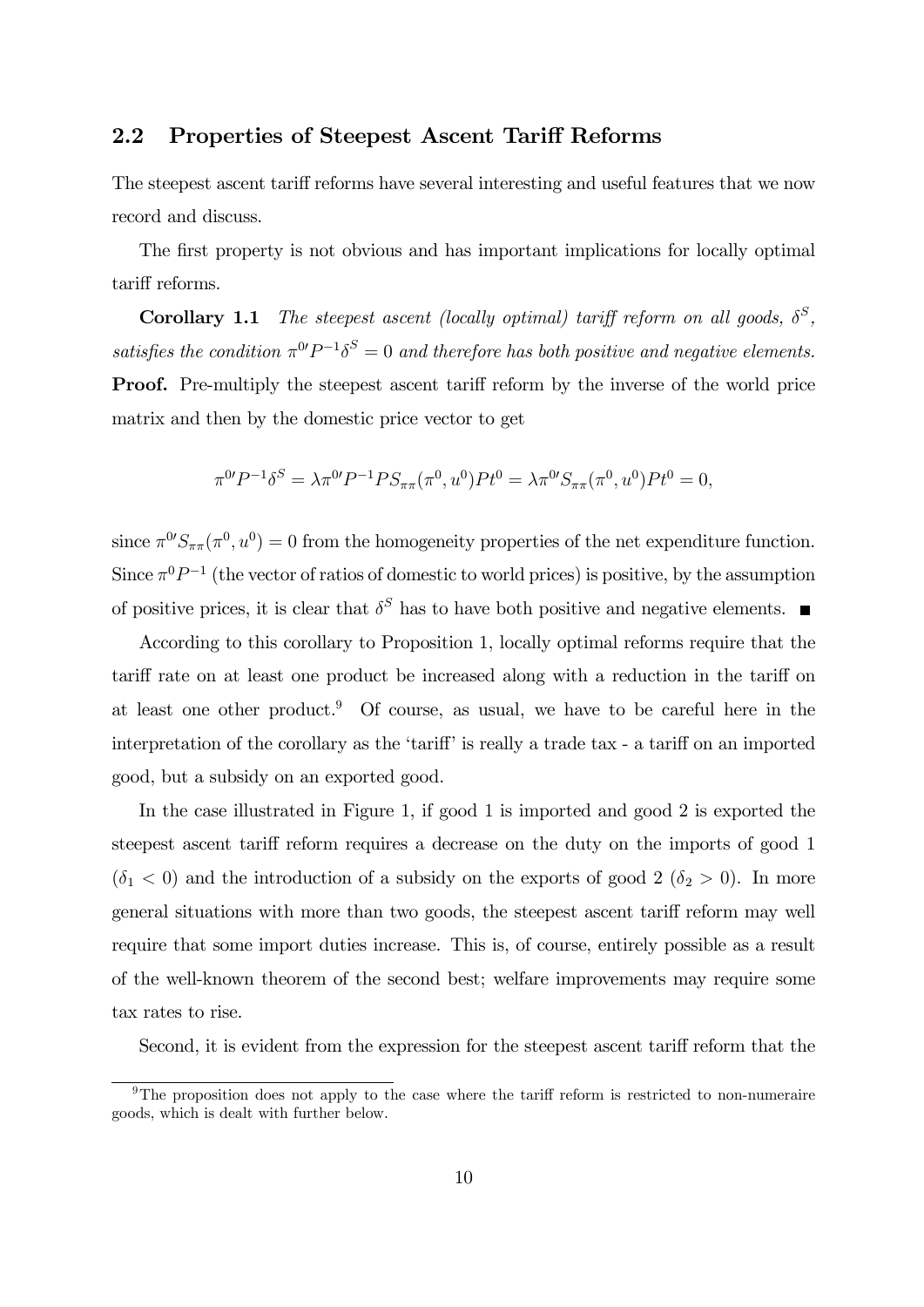## 2.2 Properties of Steepest Ascent Tariff Reforms

The steepest ascent tariff reforms have several interesting and useful features that we now record and discuss.

The first property is not obvious and has important implications for locally optimal tariff reforms.

**Corollary 1.1** *The steepest ascent (locally optimal) tariff reform on all goods, $\delta^S$, satisfies the condition $\pi^{0\prime}P^{-1}\delta^S = 0$ and therefore has both positive and negative elements.*

**Proof.** Pre-multiply the steepest ascent tariff reform by the inverse of the world price matrix and then by the domestic price vector to get

$$\pi^{0\prime}P^{-1}\delta^S = \lambda\pi^{0\prime}P^{-1}PS_{\pi\pi}(\pi^0, u^0)Pt^0 = \lambda\pi^{0\prime}S_{\pi\pi}(\pi^0, u^0)Pt^0 = 0,$$

since $\pi^{0\prime}S_{\pi\pi}(\pi^0, u^0) = 0$ from the homogeneity properties of the net expenditure function. Since $\pi^0 P^{-1}$ (the vector of ratios of domestic to world prices) is positive, by the assumption of positive prices, it is clear that $\delta^S$ has to have both positive and negative elements. ■

According to this corollary to Proposition 1, locally optimal reforms require that the tariff rate on at least one product be increased along with a reduction in the tariff on at least one other product.[9] Of course, as usual, we have to be careful here in the interpretation of the corollary as the 'tariff' is really a trade tax - a tariff on an imported good, but a subsidy on an exported good.

In the case illustrated in Figure 1, if good 1 is imported and good 2 is exported the steepest ascent tariff reform requires a decrease on the duty on the imports of good 1 ($\delta_1 < 0$) and the introduction of a subsidy on the exports of good 2 ($\delta_2 > 0$). In more general situations with more than two goods, the steepest ascent tariff reform may well require that some import duties increase. This is, of course, entirely possible as a result of the well-known theorem of the second best; welfare improvements may require some tax rates to rise.

Second, it is evident from the expression for the steepest ascent tariff reform that the

[9] The proposition does not apply to the case where the tariff reform is restricted to non-numeraire goods, which is dealt with further below.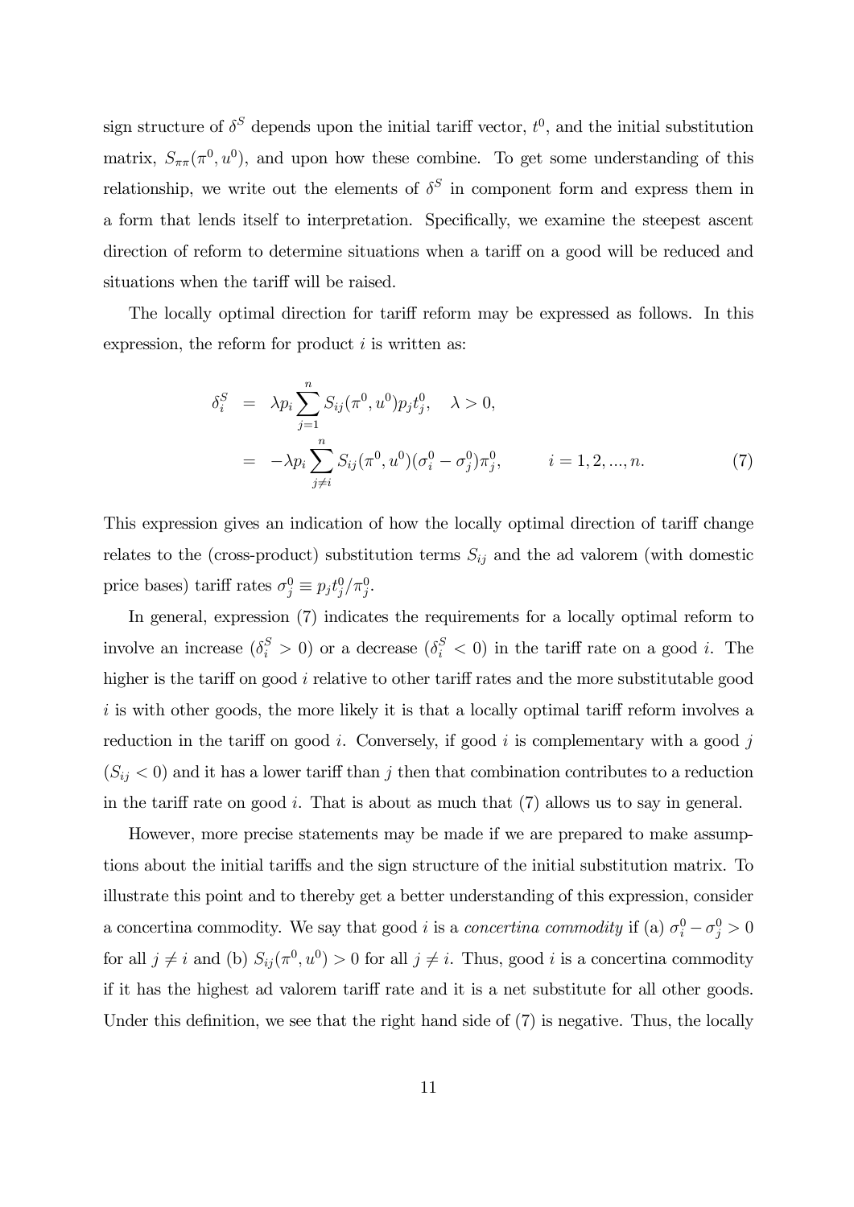sign structure of $\delta^S$ depends upon the initial tariff vector, $t^0$, and the initial substitution matrix, $S_{\pi\pi}(\pi^0, u^0)$, and upon how these combine. To get some understanding of this relationship, we write out the elements of $\delta^S$ in component form and express them in a form that lends itself to interpretation. Specifically, we examine the steepest ascent direction of reform to determine situations when a tariff on a good will be reduced and situations when the tariff will be raised.

The locally optimal direction for tariff reform may be expressed as follows. In this expression, the reform for product $i$ is written as:

$$
\begin{aligned}
\delta_i^S &= \lambda p_i \sum_{j=1}^{n} S_{ij}(\pi^0, u^0) p_j t_j^0, \quad \lambda > 0, \\
&= -\lambda p_i \sum_{j \neq i}^{n} S_{ij}(\pi^0, u^0)(\sigma_i^0 - \sigma_j^0)\pi_j^0, \qquad i = 1, 2, ..., n. \qquad (7)
\end{aligned}
$$

This expression gives an indication of how the locally optimal direction of tariff change relates to the (cross-product) substitution terms $S_{ij}$ and the ad valorem (with domestic price bases) tariff rates $\sigma_j^0 \equiv p_j t_j^0 / \pi_j^0$.

In general, expression (7) indicates the requirements for a locally optimal reform to involve an increase ($\delta_i^S > 0$) or a decrease ($\delta_i^S < 0$) in the tariff rate on a good $i$. The higher is the tariff on good $i$ relative to other tariff rates and the more substitutable good $i$ is with other goods, the more likely it is that a locally optimal tariff reform involves a reduction in the tariff on good $i$. Conversely, if good $i$ is complementary with a good $j$ ($S_{ij} < 0$) and it has a lower tariff than $j$ then that combination contributes to a reduction in the tariff rate on good $i$. That is about as much that (7) allows us to say in general.

However, more precise statements may be made if we are prepared to make assumptions about the initial tariffs and the sign structure of the initial substitution matrix. To illustrate this point and to thereby get a better understanding of this expression, consider a concertina commodity. We say that good $i$ is a *concertina commodity* if (a) $\sigma_i^0 - \sigma_j^0 > 0$ for all $j \neq i$ and (b) $S_{ij}(\pi^0, u^0) > 0$ for all $j \neq i$. Thus, good $i$ is a concertina commodity if it has the highest ad valorem tariff rate and it is a net substitute for all other goods. Under this definition, we see that the right hand side of (7) is negative. Thus, the locally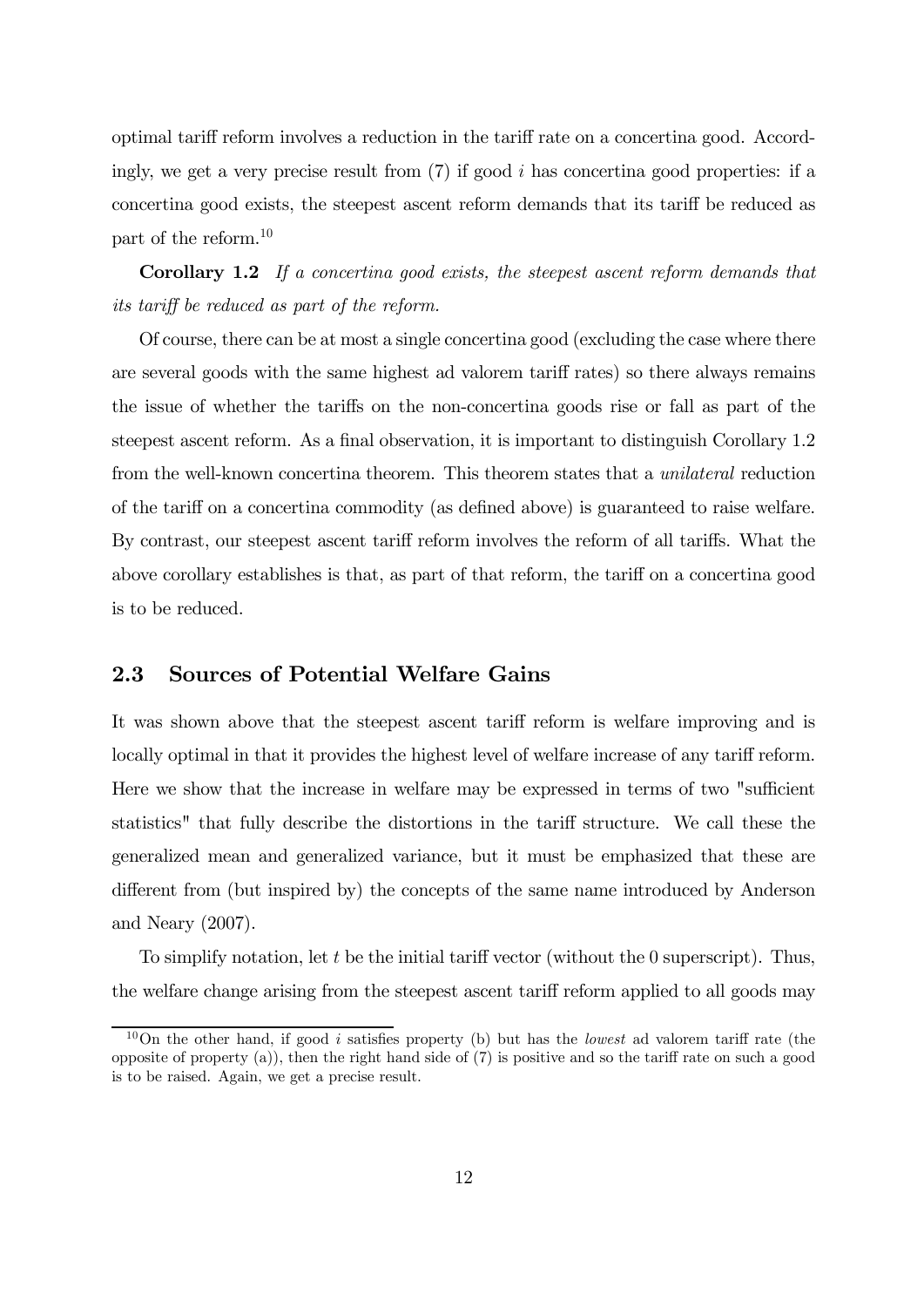optimal tariff reform involves a reduction in the tariff rate on a concertina good. Accordingly, we get a very precise result from (7) if good $i$ has concertina good properties: if a concertina good exists, the steepest ascent reform demands that its tariff be reduced as part of the reform.[10]

**Corollary 1.2** *If a concertina good exists, the steepest ascent reform demands that its tariff be reduced as part of the reform.*

Of course, there can be at most a single concertina good (excluding the case where there are several goods with the same highest ad valorem tariff rates) so there always remains the issue of whether the tariffs on the non-concertina goods rise or fall as part of the steepest ascent reform. As a final observation, it is important to distinguish Corollary 1.2 from the well-known concertina theorem. This theorem states that a *unilateral* reduction of the tariff on a concertina commodity (as defined above) is guaranteed to raise welfare. By contrast, our steepest ascent tariff reform involves the reform of all tariffs. What the above corollary establishes is that, as part of that reform, the tariff on a concertina good is to be reduced.

## 2.3 Sources of Potential Welfare Gains

It was shown above that the steepest ascent tariff reform is welfare improving and is locally optimal in that it provides the highest level of welfare increase of any tariff reform. Here we show that the increase in welfare may be expressed in terms of two "sufficient statistics" that fully describe the distortions in the tariff structure. We call these the generalized mean and generalized variance, but it must be emphasized that these are different from (but inspired by) the concepts of the same name introduced by Anderson and Neary (2007).

To simplify notation, let $t$ be the initial tariff vector (without the 0 superscript). Thus, the welfare change arising from the steepest ascent tariff reform applied to all goods may

[10] On the other hand, if good $i$ satisfies property (b) but has the *lowest* ad valorem tariff rate (the opposite of property (a)), then the right hand side of (7) is positive and so the tariff rate on such a good is to be raised. Again, we get a precise result.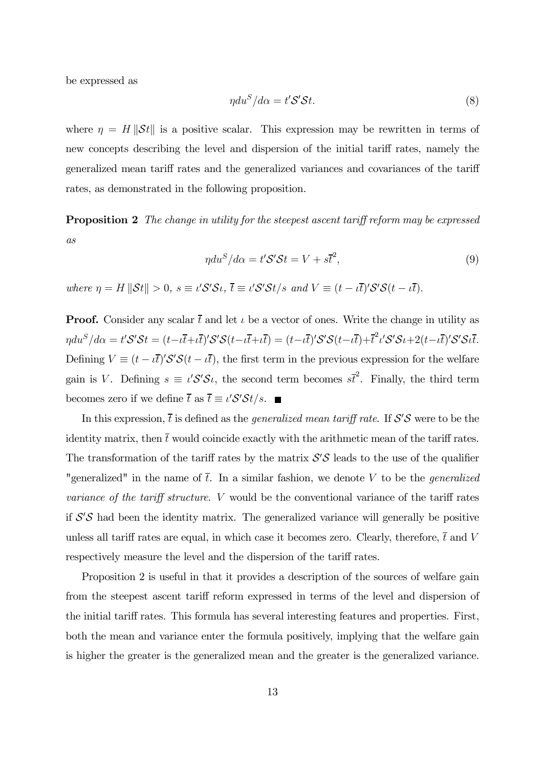be expressed as

$$\eta du^S/d\alpha = t'\mathcal{S}'\mathcal{S}t. \tag{8}$$

where $\eta = H\|\mathcal{S}t\|$ is a positive scalar. This expression may be rewritten in terms of new concepts describing the level and dispersion of the initial tariff rates, namely the generalized mean tariff rates and the generalized variances and covariances of the tariff rates, as demonstrated in the following proposition.

**Proposition 2** *The change in utility for the steepest ascent tariff reform may be expressed as*

$$\eta du^S/d\alpha = t'\mathcal{S}'\mathcal{S}t = V + s\bar{t}^2, \tag{9}$$

*where* $\eta = H\|\mathcal{S}t\| > 0$, $s \equiv \iota'\mathcal{S}'\mathcal{S}\iota$, $\bar{t} \equiv \iota'\mathcal{S}'\mathcal{S}t/s$ *and* $V \equiv (t - \iota\bar{t})'\mathcal{S}'\mathcal{S}(t - \iota\bar{t})$.

**Proof.** Consider any scalar $\bar{t}$ and let $\iota$ be a vector of ones. Write the change in utility as $\eta du^S/d\alpha = t'\mathcal{S}'\mathcal{S}t = (t - \iota\bar{t} + \iota\bar{t})'\mathcal{S}'\mathcal{S}(t - \iota\bar{t} + \iota\bar{t}) = (t - \iota\bar{t})'\mathcal{S}'\mathcal{S}(t - \iota\bar{t}) + \bar{t}^2\iota'\mathcal{S}'\mathcal{S}\iota + 2(t - \iota\bar{t})'\mathcal{S}'\mathcal{S}\iota\bar{t}$. Defining $V \equiv (t - \iota\bar{t})'\mathcal{S}'\mathcal{S}(t - \iota\bar{t})$, the first term in the previous expression for the welfare gain is $V$. Defining $s \equiv \iota'\mathcal{S}'\mathcal{S}\iota$, the second term becomes $s\bar{t}^2$. Finally, the third term becomes zero if we define $\bar{t}$ as $\bar{t} \equiv \iota'\mathcal{S}'\mathcal{S}t/s$. ∎

In this expression, $\bar{t}$ is defined as the *generalized mean tariff rate*. If $\mathcal{S}'\mathcal{S}$ were to be the identity matrix, then $\bar{t}$ would coincide exactly with the arithmetic mean of the tariff rates. The transformation of the tariff rates by the matrix $\mathcal{S}'\mathcal{S}$ leads to the use of the qualifier "generalized" in the name of $\bar{t}$. In a similar fashion, we denote $V$ to be the *generalized variance of the tariff structure*. $V$ would be the conventional variance of the tariff rates if $\mathcal{S}'\mathcal{S}$ had been the identity matrix. The generalized variance will generally be positive unless all tariff rates are equal, in which case it becomes zero. Clearly, therefore, $\bar{t}$ and $V$ respectively measure the level and the dispersion of the tariff rates.

Proposition 2 is useful in that it provides a description of the sources of welfare gain from the steepest ascent tariff reform expressed in terms of the level and dispersion of the initial tariff rates. This formula has several interesting features and properties. First, both the mean and variance enter the formula positively, implying that the welfare gain is higher the greater is the generalized mean and the greater is the generalized variance.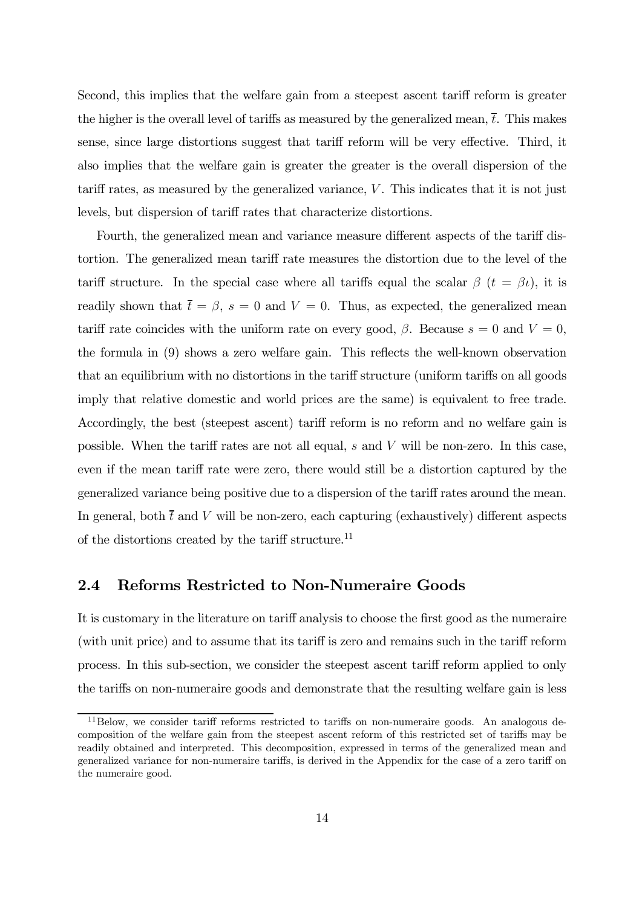Second, this implies that the welfare gain from a steepest ascent tariff reform is greater the higher is the overall level of tariffs as measured by the generalized mean, $\bar{t}$. This makes sense, since large distortions suggest that tariff reform will be very effective. Third, it also implies that the welfare gain is greater the greater is the overall dispersion of the tariff rates, as measured by the generalized variance, $V$. This indicates that it is not just levels, but dispersion of tariff rates that characterize distortions.

Fourth, the generalized mean and variance measure different aspects of the tariff distortion. The generalized mean tariff rate measures the distortion due to the level of the tariff structure. In the special case where all tariffs equal the scalar $\beta$ ($t = \beta\iota$), it is readily shown that $\bar{t} = \beta$, $s = 0$ and $V = 0$. Thus, as expected, the generalized mean tariff rate coincides with the uniform rate on every good, $\beta$. Because $s = 0$ and $V = 0$, the formula in (9) shows a zero welfare gain. This reflects the well-known observation that an equilibrium with no distortions in the tariff structure (uniform tariffs on all goods imply that relative domestic and world prices are the same) is equivalent to free trade. Accordingly, the best (steepest ascent) tariff reform is no reform and no welfare gain is possible. When the tariff rates are not all equal, $s$ and $V$ will be non-zero. In this case, even if the mean tariff rate were zero, there would still be a distortion captured by the generalized variance being positive due to a dispersion of the tariff rates around the mean. In general, both $\bar{t}$ and $V$ will be non-zero, each capturing (exhaustively) different aspects of the distortions created by the tariff structure.[11]

## 2.4 Reforms Restricted to Non-Numeraire Goods

It is customary in the literature on tariff analysis to choose the first good as the numeraire (with unit price) and to assume that its tariff is zero and remains such in the tariff reform process. In this sub-section, we consider the steepest ascent tariff reform applied to only the tariffs on non-numeraire goods and demonstrate that the resulting welfare gain is less

[11] Below, we consider tariff reforms restricted to tariffs on non-numeraire goods. An analogous decomposition of the welfare gain from the steepest ascent reform of this restricted set of tariffs may be readily obtained and interpreted. This decomposition, expressed in terms of the generalized mean and generalized variance for non-numeraire tariffs, is derived in the Appendix for the case of a zero tariff on the numeraire good.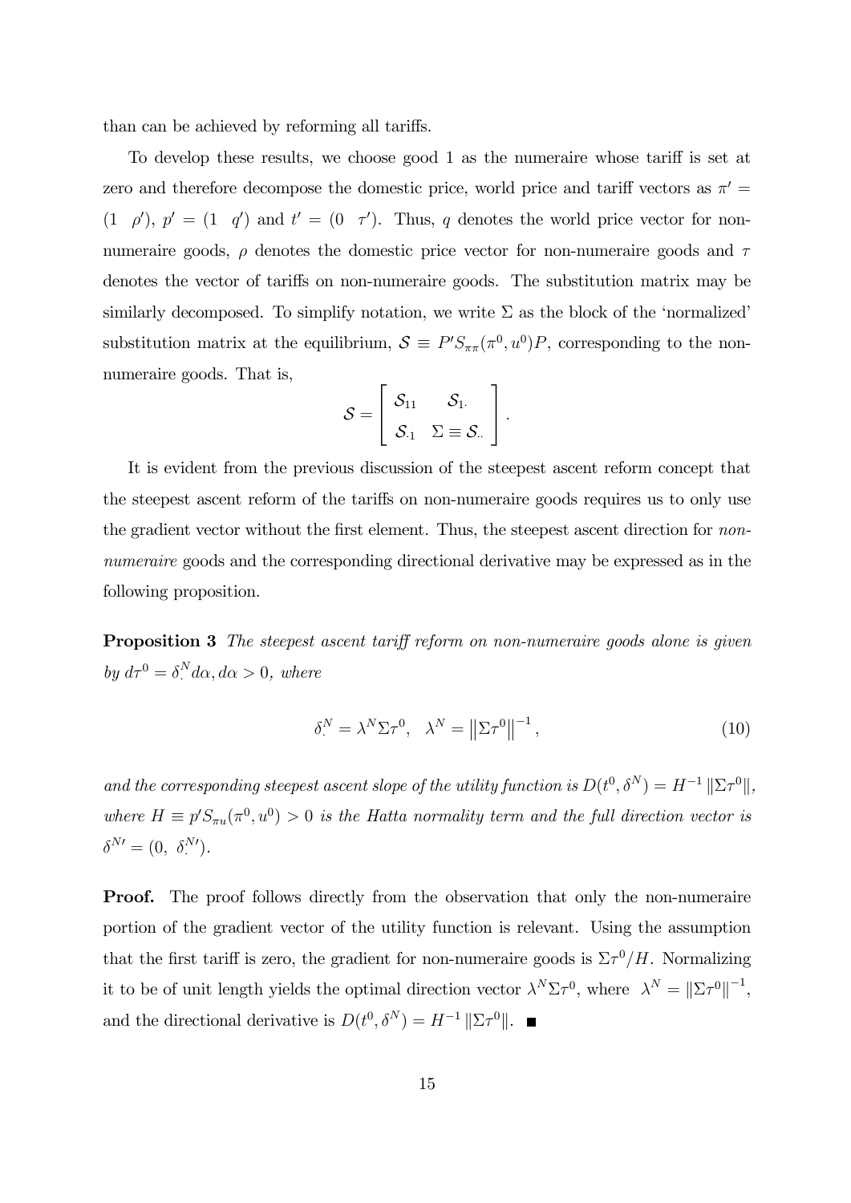than can be achieved by reforming all tariffs.

To develop these results, we choose good 1 as the numeraire whose tariff is set at zero and therefore decompose the domestic price, world price and tariff vectors as $\pi' = (1 \quad \rho')$, $p' = (1 \quad q')$ and $t' = (0 \quad \tau')$. Thus, $q$ denotes the world price vector for non-numeraire goods, $\rho$ denotes the domestic price vector for non-numeraire goods and $\tau$ denotes the vector of tariffs on non-numeraire goods. The substitution matrix may be similarly decomposed. To simplify notation, we write $\Sigma$ as the block of the 'normalized' substitution matrix at the equilibrium, $\mathcal{S} \equiv P' S_{\pi\pi}(\pi^0, u^0) P$, corresponding to the non-numeraire goods. That is,

$$\mathcal{S} = \begin{bmatrix} \mathcal{S}_{11} & \mathcal{S}_{1\cdot} \\ \mathcal{S}_{\cdot 1} & \Sigma \equiv \mathcal{S}_{\cdot\cdot} \end{bmatrix}.$$

It is evident from the previous discussion of the steepest ascent reform concept that the steepest ascent reform of the tariffs on non-numeraire goods requires us to only use the gradient vector without the first element. Thus, the steepest ascent direction for *non-numeraire* goods and the corresponding directional derivative may be expressed as in the following proposition.

**Proposition 3** *The steepest ascent tariff reform on non-numeraire goods alone is given by* $d\tau^0 = \delta_{\cdot}^N d\alpha, d\alpha > 0$*, where*

$$\delta_{\cdot}^N = \lambda^N \Sigma \tau^0, \quad \lambda^N = \left\| \Sigma \tau^0 \right\|^{-1}, \tag{10}$$

*and the corresponding steepest ascent slope of the utility function is* $D(t^0, \delta^N) = H^{-1} \left\| \Sigma \tau^0 \right\|$*, where* $H \equiv p' S_{\pi u}(\pi^0, u^0) > 0$ *is the Hatta normality term and the full direction vector is* $\delta^{N\prime} = (0, \ \delta_{\cdot}^{N\prime})$.

**Proof.** The proof follows directly from the observation that only the non-numeraire portion of the gradient vector of the utility function is relevant. Using the assumption that the first tariff is zero, the gradient for non-numeraire goods is $\Sigma \tau^0 / H$. Normalizing it to be of unit length yields the optimal direction vector $\lambda^N \Sigma \tau^0$, where $\lambda^N = \left\| \Sigma \tau^0 \right\|^{-1}$, and the directional derivative is $D(t^0, \delta^N) = H^{-1} \left\| \Sigma \tau^0 \right\|$. ■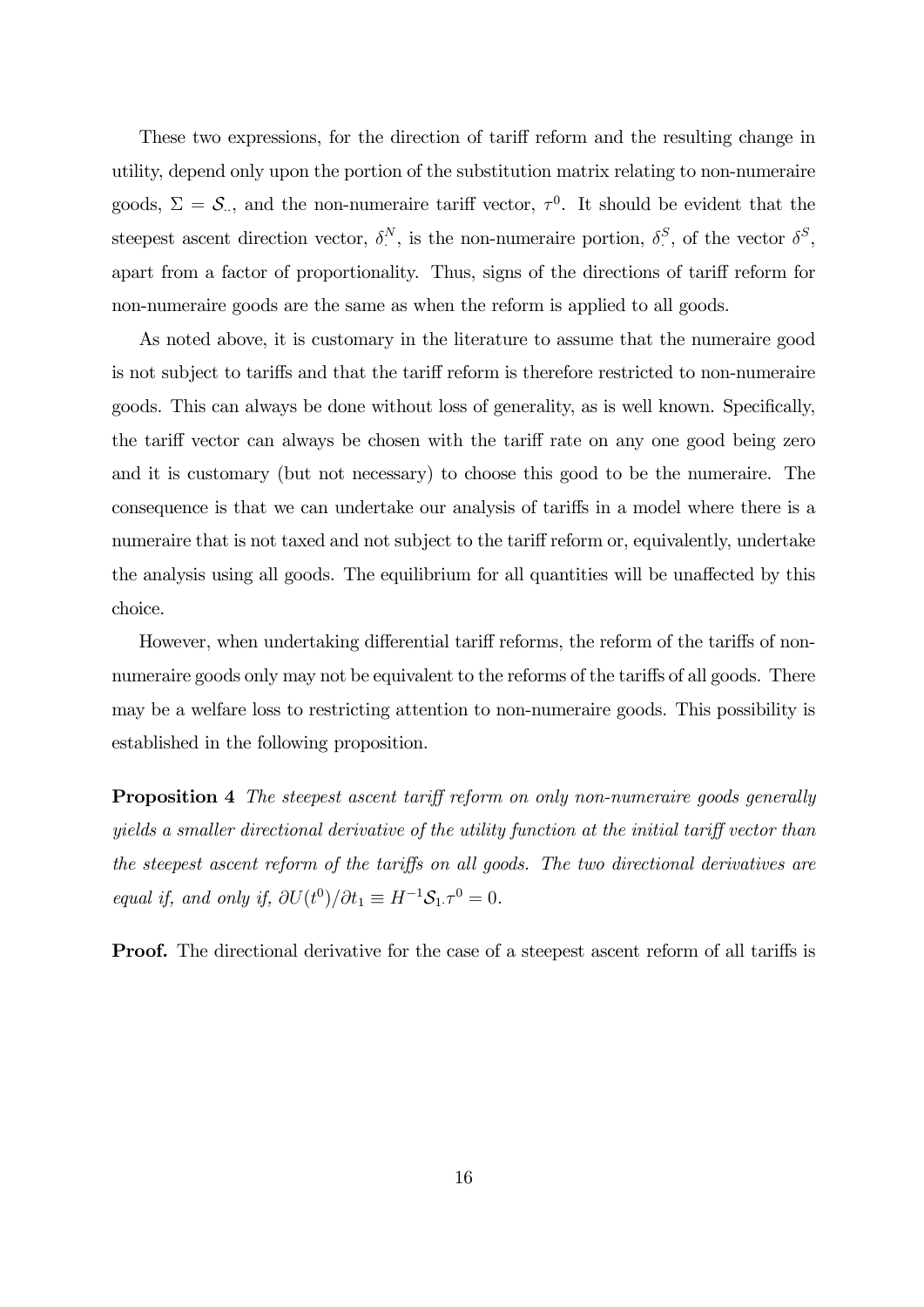These two expressions, for the direction of tariff reform and the resulting change in utility, depend only upon the portion of the substitution matrix relating to non-numeraire goods, $\Sigma = \mathcal{S}_{..}$, and the non-numeraire tariff vector, $\tau^0$. It should be evident that the steepest ascent direction vector, $\delta_{\cdot}^N$, is the non-numeraire portion, $\delta_{\cdot}^S$, of the vector $\delta^S$, apart from a factor of proportionality. Thus, signs of the directions of tariff reform for non-numeraire goods are the same as when the reform is applied to all goods.

As noted above, it is customary in the literature to assume that the numeraire good is not subject to tariffs and that the tariff reform is therefore restricted to non-numeraire goods. This can always be done without loss of generality, as is well known. Specifically, the tariff vector can always be chosen with the tariff rate on any one good being zero and it is customary (but not necessary) to choose this good to be the numeraire. The consequence is that we can undertake our analysis of tariffs in a model where there is a numeraire that is not taxed and not subject to the tariff reform or, equivalently, undertake the analysis using all goods. The equilibrium for all quantities will be unaffected by this choice.

However, when undertaking differential tariff reforms, the reform of the tariffs of non-numeraire goods only may not be equivalent to the reforms of the tariffs of all goods. There may be a welfare loss to restricting attention to non-numeraire goods. This possibility is established in the following proposition.

**Proposition 4** *The steepest ascent tariff reform on only non-numeraire goods generally yields a smaller directional derivative of the utility function at the initial tariff vector than the steepest ascent reform of the tariffs on all goods. The two directional derivatives are equal if, and only if,* $\partial U(t^0)/\partial t_1 \equiv H^{-1}\mathcal{S}_{1\cdot}\tau^0 = 0$.

**Proof.** The directional derivative for the case of a steepest ascent reform of all tariffs is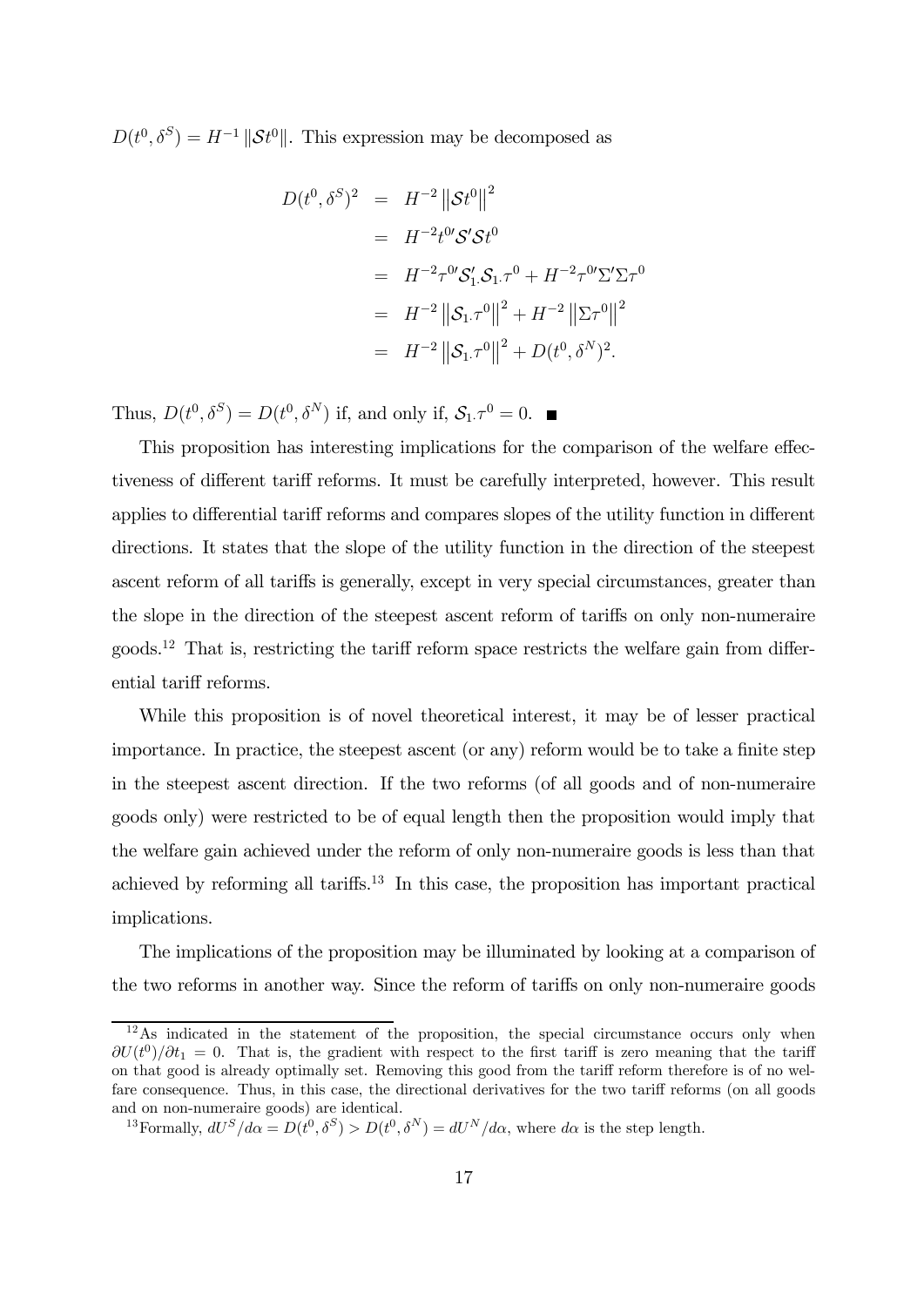$D(t^0, \delta^S) = H^{-1} \left\| \mathcal{S} t^0 \right\|$. This expression may be decomposed as

$$
\begin{aligned}
D(t^0, \delta^S)^2 &= H^{-2} \left\| \mathcal{S} t^0 \right\|^2 \\
&= H^{-2} t^{0\prime} \mathcal{S}' \mathcal{S} t^0 \\
&= H^{-2} \tau^{0\prime} \mathcal{S}_{1.}' \mathcal{S}_{1.} \tau^0 + H^{-2} \tau^{0\prime} \Sigma' \Sigma \tau^0 \\
&= H^{-2} \left\| \mathcal{S}_{1.} \tau^0 \right\|^2 + H^{-2} \left\| \Sigma \tau^0 \right\|^2 \\
&= H^{-2} \left\| \mathcal{S}_{1.} \tau^0 \right\|^2 + D(t^0, \delta^N)^2.
\end{aligned}
$$

Thus, $D(t^0, \delta^S) = D(t^0, \delta^N)$ if, and only if, $\mathcal{S}_{1.} \tau^0 = 0$. ■

This proposition has interesting implications for the comparison of the welfare effectiveness of different tariff reforms. It must be carefully interpreted, however. This result applies to differential tariff reforms and compares slopes of the utility function in different directions. It states that the slope of the utility function in the direction of the steepest ascent reform of all tariffs is generally, except in very special circumstances, greater than the slope in the direction of the steepest ascent reform of tariffs on only non-numeraire goods.[12] That is, restricting the tariff reform space restricts the welfare gain from differential tariff reforms.

While this proposition is of novel theoretical interest, it may be of lesser practical importance. In practice, the steepest ascent (or any) reform would be to take a finite step in the steepest ascent direction. If the two reforms (of all goods and of non-numeraire goods only) were restricted to be of equal length then the proposition would imply that the welfare gain achieved under the reform of only non-numeraire goods is less than that achieved by reforming all tariffs.[13] In this case, the proposition has important practical implications.

The implications of the proposition may be illuminated by looking at a comparison of the two reforms in another way. Since the reform of tariffs on only non-numeraire goods

---

[12] As indicated in the statement of the proposition, the special circumstance occurs only when $\partial U(t^0)/\partial t_1 = 0$. That is, the gradient with respect to the first tariff is zero meaning that the tariff on that good is already optimally set. Removing this good from the tariff reform therefore is of no welfare consequence. Thus, in this case, the directional derivatives for the two tariff reforms (on all goods and on non-numeraire goods) are identical.

[13] Formally, $dU^S/d\alpha = D(t^0, \delta^S) > D(t^0, \delta^N) = dU^N/d\alpha$, where $d\alpha$ is the step length.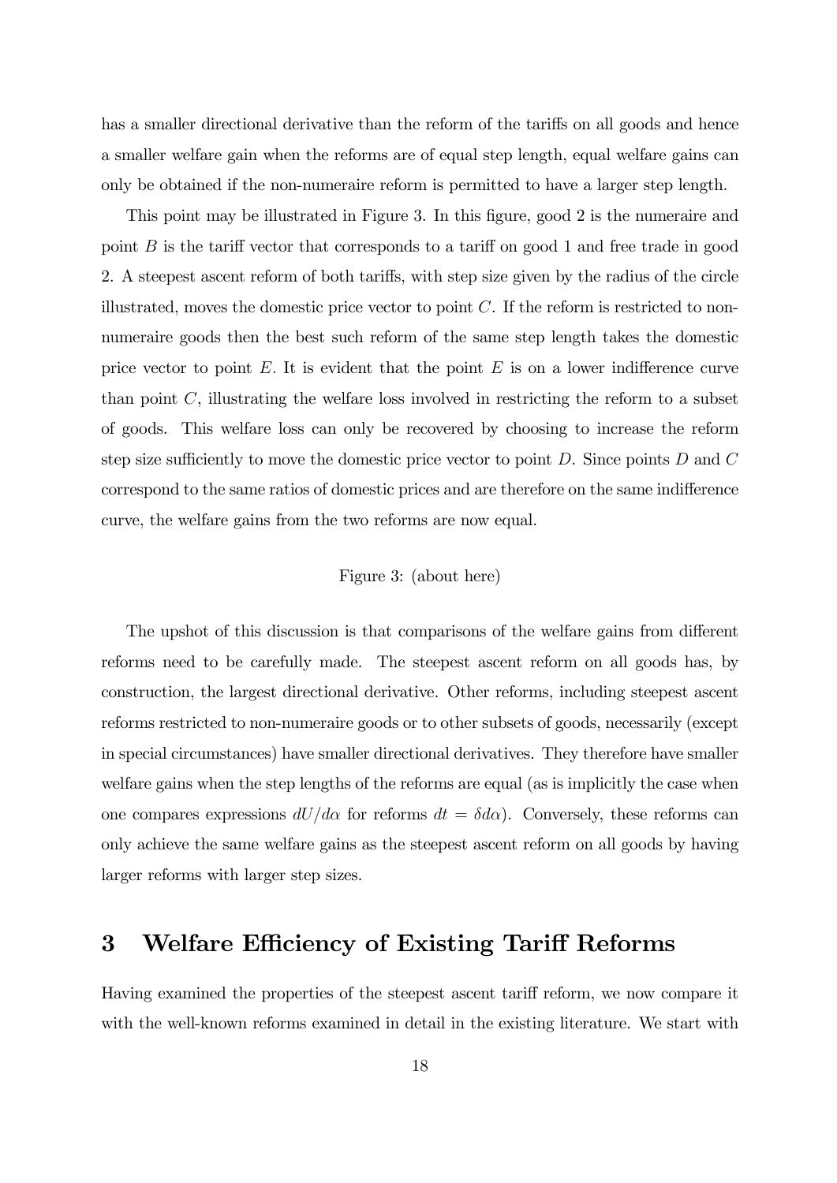has a smaller directional derivative than the reform of the tariffs on all goods and hence a smaller welfare gain when the reforms are of equal step length, equal welfare gains can only be obtained if the non-numeraire reform is permitted to have a larger step length.

This point may be illustrated in Figure 3. In this figure, good 2 is the numeraire and point $B$ is the tariff vector that corresponds to a tariff on good 1 and free trade in good 2. A steepest ascent reform of both tariffs, with step size given by the radius of the circle illustrated, moves the domestic price vector to point $C$. If the reform is restricted to non-numeraire goods then the best such reform of the same step length takes the domestic price vector to point $E$. It is evident that the point $E$ is on a lower indifference curve than point $C$, illustrating the welfare loss involved in restricting the reform to a subset of goods. This welfare loss can only be recovered by choosing to increase the reform step size sufficiently to move the domestic price vector to point $D$. Since points $D$ and $C$ correspond to the same ratios of domestic prices and are therefore on the same indifference curve, the welfare gains from the two reforms are now equal.

Figure 3: (about here)

The upshot of this discussion is that comparisons of the welfare gains from different reforms need to be carefully made. The steepest ascent reform on all goods has, by construction, the largest directional derivative. Other reforms, including steepest ascent reforms restricted to non-numeraire goods or to other subsets of goods, necessarily (except in special circumstances) have smaller directional derivatives. They therefore have smaller welfare gains when the step lengths of the reforms are equal (as is implicitly the case when one compares expressions $dU/d\alpha$ for reforms $dt = \delta d\alpha$). Conversely, these reforms can only achieve the same welfare gains as the steepest ascent reform on all goods by having larger reforms with larger step sizes.

# 3 Welfare Efficiency of Existing Tariff Reforms

Having examined the properties of the steepest ascent tariff reform, we now compare it with the well-known reforms examined in detail in the existing literature. We start with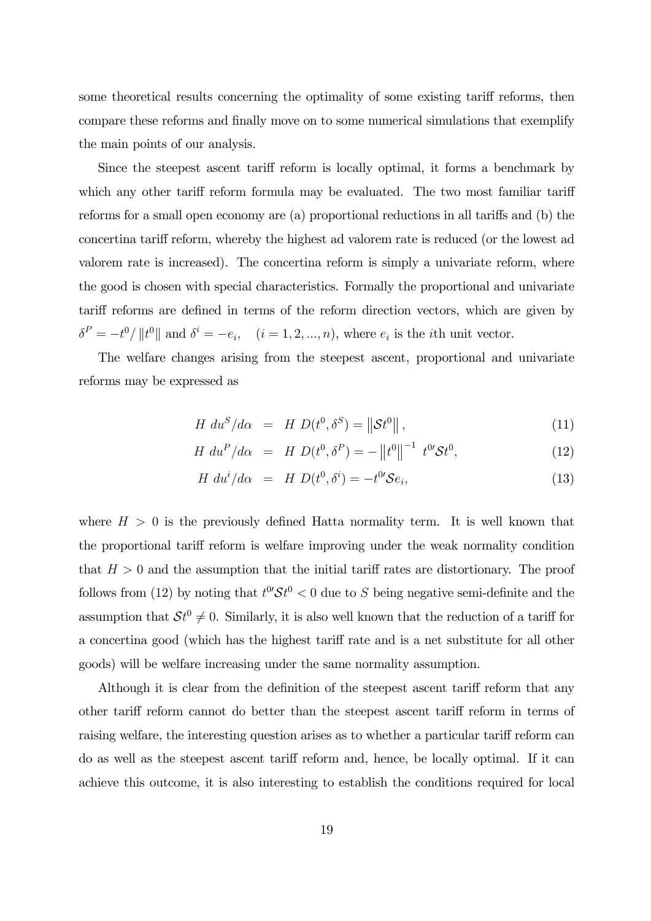some theoretical results concerning the optimality of some existing tariff reforms, then compare these reforms and finally move on to some numerical simulations that exemplify the main points of our analysis.

Since the steepest ascent tariff reform is locally optimal, it forms a benchmark by which any other tariff reform formula may be evaluated. The two most familiar tariff reforms for a small open economy are (a) proportional reductions in all tariffs and (b) the concertina tariff reform, whereby the highest ad valorem rate is reduced (or the lowest ad valorem rate is increased). The concertina reform is simply a univariate reform, where the good is chosen with special characteristics. Formally the proportional and univariate tariff reforms are defined in terms of the reform direction vectors, which are given by $\delta^P = -t^0 / \|t^0\|$ and $\delta^i = -e_i, \quad (i = 1, 2, ..., n)$, where $e_i$ is the $i$th unit vector.

The welfare changes arising from the steepest ascent, proportional and univariate reforms may be expressed as

$$H \; du^S/d\alpha \;\; = \;\; H \; D(t^0, \delta^S) = \left\| \mathcal{S}t^0 \right\|, \tag{11}$$

$$H \; du^P/d\alpha \;\; = \;\; H \; D(t^0, \delta^P) = -\left\| t^0 \right\|^{-1} \; t^{0\prime} \mathcal{S} t^0, \tag{12}$$

$$H \; du^i/d\alpha \;\; = \;\; H \; D(t^0, \delta^i) = -t^{0\prime} \mathcal{S} e_i, \tag{13}$$

where $H > 0$ is the previously defined Hatta normality term. It is well known that the proportional tariff reform is welfare improving under the weak normality condition that $H > 0$ and the assumption that the initial tariff rates are distortionary. The proof follows from (12) by noting that $t^{0\prime} \mathcal{S} t^0 < 0$ due to $S$ being negative semi-definite and the assumption that $\mathcal{S}t^0 \neq 0$. Similarly, it is also well known that the reduction of a tariff for a concertina good (which has the highest tariff rate and is a net substitute for all other goods) will be welfare increasing under the same normality assumption.

Although it is clear from the definition of the steepest ascent tariff reform that any other tariff reform cannot do better than the steepest ascent tariff reform in terms of raising welfare, the interesting question arises as to whether a particular tariff reform can do as well as the steepest ascent tariff reform and, hence, be locally optimal. If it can achieve this outcome, it is also interesting to establish the conditions required for local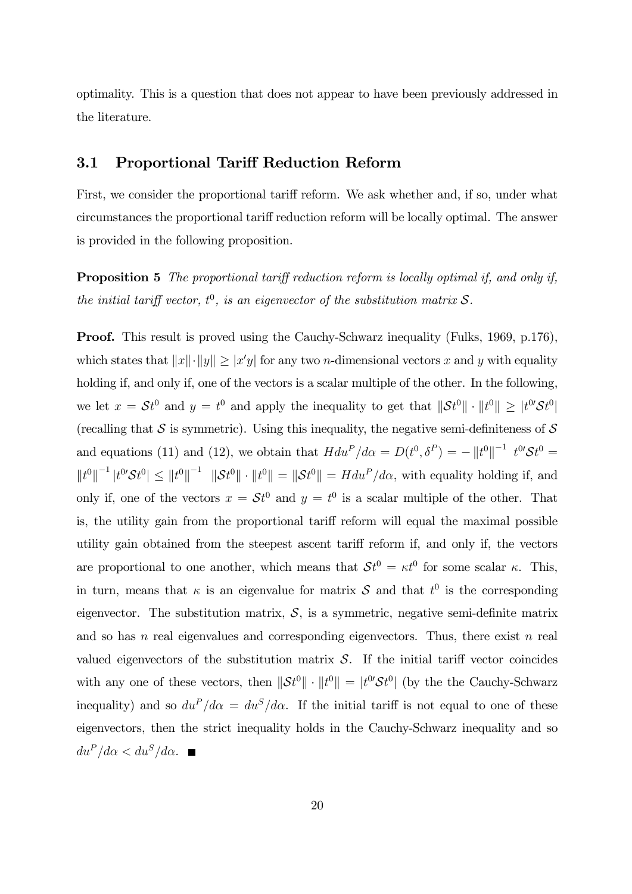optimality. This is a question that does not appear to have been previously addressed in the literature.

## 3.1 Proportional Tariff Reduction Reform

First, we consider the proportional tariff reform. We ask whether and, if so, under what circumstances the proportional tariff reduction reform will be locally optimal. The answer is provided in the following proposition.

**Proposition 5** *The proportional tariff reduction reform is locally optimal if, and only if, the initial tariff vector, $t^0$, is an eigenvector of the substitution matrix $\mathcal{S}$.*

**Proof.** This result is proved using the Cauchy-Schwarz inequality (Fulks, 1969, p.176), which states that $\|x\| \cdot \|y\| \geq |x'y|$ for any two $n$-dimensional vectors $x$ and $y$ with equality holding if, and only if, one of the vectors is a scalar multiple of the other. In the following, we let $x = \mathcal{S}t^0$ and $y = t^0$ and apply the inequality to get that $\|\mathcal{S}t^0\| \cdot \|t^0\| \geq |t^{0\prime}\mathcal{S}t^0|$ (recalling that $\mathcal{S}$ is symmetric). Using this inequality, the negative semi-definiteness of $\mathcal{S}$ and equations (11) and (12), we obtain that $Hdu^P/d\alpha = D(t^0, \delta^P) = -\|t^0\|^{-1}\ t^{0\prime}\mathcal{S}t^0 = \|t^0\|^{-1}|t^{0\prime}\mathcal{S}t^0| \leq \|t^0\|^{-1}\ \ \|\mathcal{S}t^0\| \cdot \|t^0\| = \|\mathcal{S}t^0\| = Hdu^P/d\alpha$, with equality holding if, and only if, one of the vectors $x = \mathcal{S}t^0$ and $y = t^0$ is a scalar multiple of the other. That is, the utility gain from the proportional tariff reform will equal the maximal possible utility gain obtained from the steepest ascent tariff reform if, and only if, the vectors are proportional to one another, which means that $\mathcal{S}t^0 = \kappa t^0$ for some scalar $\kappa$. This, in turn, means that $\kappa$ is an eigenvalue for matrix $\mathcal{S}$ and that $t^0$ is the corresponding eigenvector. The substitution matrix, $\mathcal{S}$, is a symmetric, negative semi-definite matrix and so has $n$ real eigenvalues and corresponding eigenvectors. Thus, there exist $n$ real valued eigenvectors of the substitution matrix $\mathcal{S}$. If the initial tariff vector coincides with any one of these vectors, then $\|\mathcal{S}t^0\| \cdot \|t^0\| = |t^{0\prime}\mathcal{S}t^0|$ (by the the Cauchy-Schwarz inequality) and so $du^P/d\alpha = du^S/d\alpha$. If the initial tariff is not equal to one of these eigenvectors, then the strict inequality holds in the Cauchy-Schwarz inequality and so $du^P/d\alpha < du^S/d\alpha$. ■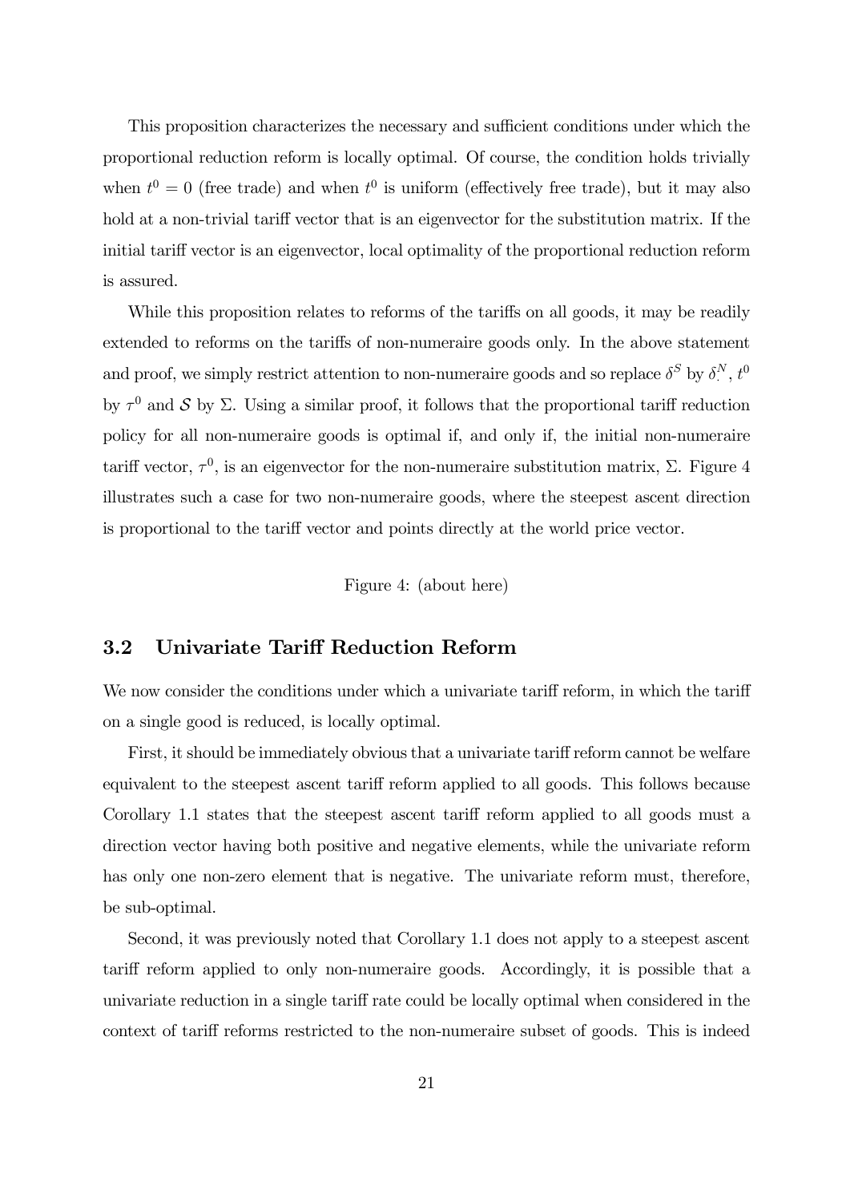This proposition characterizes the necessary and sufficient conditions under which the proportional reduction reform is locally optimal. Of course, the condition holds trivially when $t^0 = 0$ (free trade) and when $t^0$ is uniform (effectively free trade), but it may also hold at a non-trivial tariff vector that is an eigenvector for the substitution matrix. If the initial tariff vector is an eigenvector, local optimality of the proportional reduction reform is assured.

While this proposition relates to reforms of the tariffs on all goods, it may be readily extended to reforms on the tariffs of non-numeraire goods only. In the above statement and proof, we simply restrict attention to non-numeraire goods and so replace $\delta^S$ by $\delta^N_\cdot$, $t^0$ by $\tau^0$ and $\mathcal{S}$ by $\Sigma$. Using a similar proof, it follows that the proportional tariff reduction policy for all non-numeraire goods is optimal if, and only if, the initial non-numeraire tariff vector, $\tau^0$, is an eigenvector for the non-numeraire substitution matrix, $\Sigma$. Figure 4 illustrates such a case for two non-numeraire goods, where the steepest ascent direction is proportional to the tariff vector and points directly at the world price vector.

Figure 4: (about here)

## 3.2 Univariate Tariff Reduction Reform

We now consider the conditions under which a univariate tariff reform, in which the tariff on a single good is reduced, is locally optimal.

First, it should be immediately obvious that a univariate tariff reform cannot be welfare equivalent to the steepest ascent tariff reform applied to all goods. This follows because Corollary 1.1 states that the steepest ascent tariff reform applied to all goods must a direction vector having both positive and negative elements, while the univariate reform has only one non-zero element that is negative. The univariate reform must, therefore, be sub-optimal.

Second, it was previously noted that Corollary 1.1 does not apply to a steepest ascent tariff reform applied to only non-numeraire goods. Accordingly, it is possible that a univariate reduction in a single tariff rate could be locally optimal when considered in the context of tariff reforms restricted to the non-numeraire subset of goods. This is indeed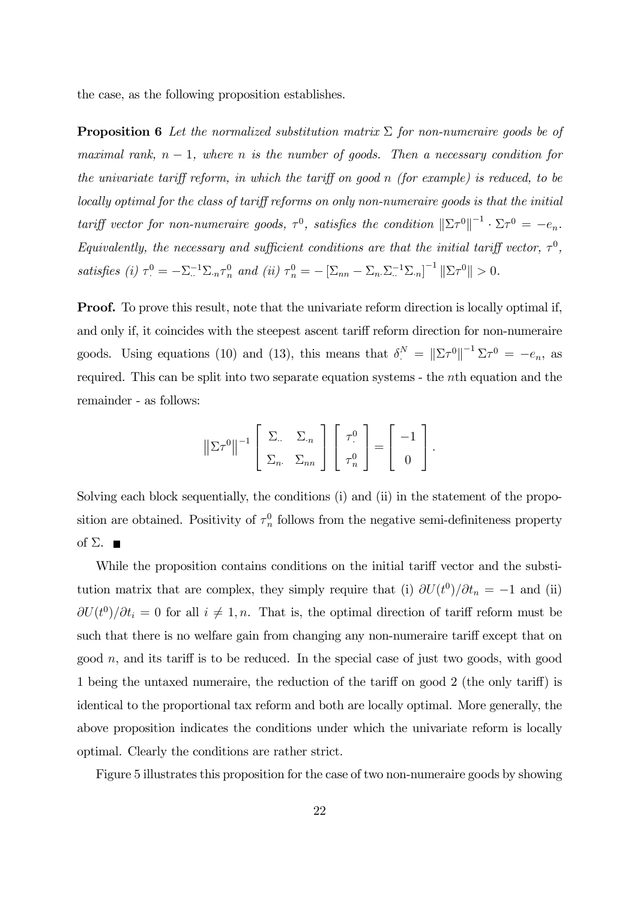the case, as the following proposition establishes.

**Proposition 6** *Let the normalized substitution matrix $\Sigma$ for non-numeraire goods be of maximal rank, $n-1$, where $n$ is the number of goods. Then a necessary condition for the univariate tariff reform, in which the tariff on good $n$ (for example) is reduced, to be locally optimal for the class of tariff reforms on only non-numeraire goods is that the initial tariff vector for non-numeraire goods, $\tau^0$, satisfies the condition $\left\|\Sigma\tau^0\right\|^{-1} \cdot \Sigma\tau^0 = -e_n$. Equivalently, the necessary and sufficient conditions are that the initial tariff vector, $\tau^0$, satisfies (i) $\tau^0_{\cdot} = -\Sigma^{-1}_{\cdot\cdot}\Sigma_{\cdot n}\tau^0_n$ and (ii) $\tau^0_n = -\left[\Sigma_{nn} - \Sigma_{n\cdot}\Sigma^{-1}_{\cdot\cdot}\Sigma_{\cdot n}\right]^{-1}\left\|\Sigma\tau^0\right\| > 0$.*

**Proof.** To prove this result, note that the univariate reform direction is locally optimal if, and only if, it coincides with the steepest ascent tariff reform direction for non-numeraire goods. Using equations (10) and (13), this means that $\delta^N_{\cdot} = \left\|\Sigma\tau^0\right\|^{-1}\Sigma\tau^0 = -e_n$, as required. This can be split into two separate equation systems - the $n$th equation and the remainder - as follows:

$$\left\|\Sigma\tau^0\right\|^{-1}\begin{bmatrix} \Sigma_{\cdot\cdot} & \Sigma_{\cdot n} \\ \Sigma_{n\cdot} & \Sigma_{nn} \end{bmatrix}\begin{bmatrix} \tau^0_{\cdot} \\ \tau^0_n \end{bmatrix} = \begin{bmatrix} -1 \\ 0 \end{bmatrix}.$$

Solving each block sequentially, the conditions (i) and (ii) in the statement of the proposition are obtained. Positivity of $\tau^0_n$ follows from the negative semi-definiteness property of $\Sigma$. ■

While the proposition contains conditions on the initial tariff vector and the substitution matrix that are complex, they simply require that (i) $\partial U(t^0)/\partial t_n = -1$ and (ii) $\partial U(t^0)/\partial t_i = 0$ for all $i \neq 1, n$. That is, the optimal direction of tariff reform must be such that there is no welfare gain from changing any non-numeraire tariff except that on good $n$, and its tariff is to be reduced. In the special case of just two goods, with good 1 being the untaxed numeraire, the reduction of the tariff on good 2 (the only tariff) is identical to the proportional tax reform and both are locally optimal. More generally, the above proposition indicates the conditions under which the univariate reform is locally optimal. Clearly the conditions are rather strict.

Figure 5 illustrates this proposition for the case of two non-numeraire goods by showing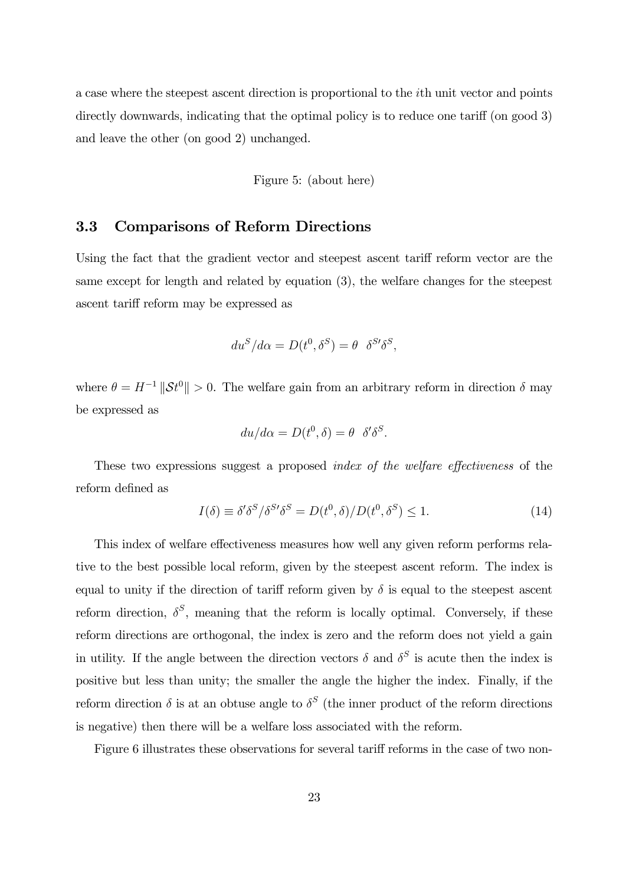a case where the steepest ascent direction is proportional to the $i$th unit vector and points directly downwards, indicating that the optimal policy is to reduce one tariff (on good 3) and leave the other (on good 2) unchanged.

Figure 5: (about here)

### 3.3 Comparisons of Reform Directions

Using the fact that the gradient vector and steepest ascent tariff reform vector are the same except for length and related by equation (3), the welfare changes for the steepest ascent tariff reform may be expressed as

$$du^S/d\alpha = D(t^0, \delta^S) = \theta \;\; \delta^{S\prime}\delta^S,$$

where $\theta = H^{-1} \left\| \mathcal{S}t^0 \right\| > 0$. The welfare gain from an arbitrary reform in direction $\delta$ may be expressed as

$$du/d\alpha = D(t^0, \delta) = \theta \;\; \delta'\delta^S.$$

These two expressions suggest a proposed *index of the welfare effectiveness* of the reform defined as

$$I(\delta) \equiv \delta'\delta^S/\delta^{S\prime}\delta^S = D(t^0, \delta)/D(t^0, \delta^S) \leq 1. \tag{14}$$

This index of welfare effectiveness measures how well any given reform performs relative to the best possible local reform, given by the steepest ascent reform. The index is equal to unity if the direction of tariff reform given by $\delta$ is equal to the steepest ascent reform direction, $\delta^S$, meaning that the reform is locally optimal. Conversely, if these reform directions are orthogonal, the index is zero and the reform does not yield a gain in utility. If the angle between the direction vectors $\delta$ and $\delta^S$ is acute then the index is positive but less than unity; the smaller the angle the higher the index. Finally, if the reform direction $\delta$ is at an obtuse angle to $\delta^S$ (the inner product of the reform directions is negative) then there will be a welfare loss associated with the reform.

Figure 6 illustrates these observations for several tariff reforms in the case of two non-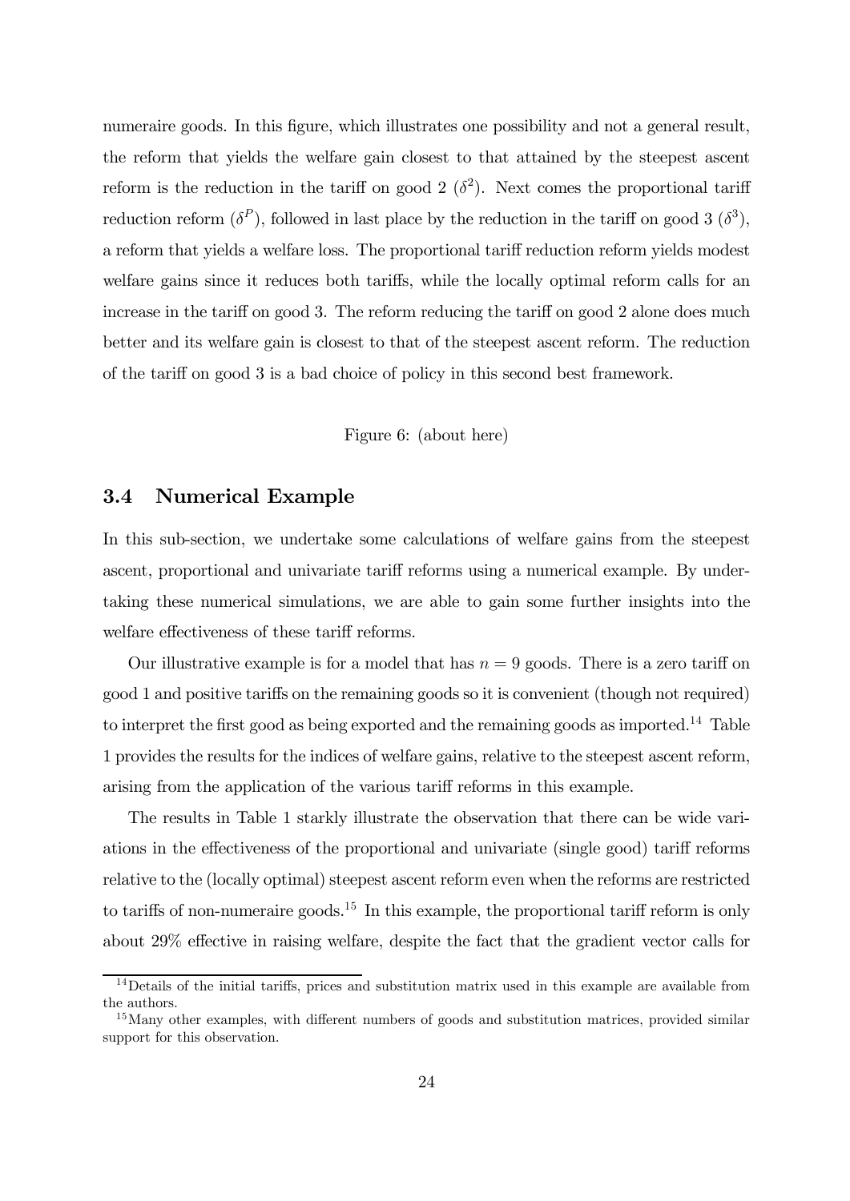numeraire goods. In this figure, which illustrates one possibility and not a general result, the reform that yields the welfare gain closest to that attained by the steepest ascent reform is the reduction in the tariff on good 2 ($\delta^2$). Next comes the proportional tariff reduction reform ($\delta^P$), followed in last place by the reduction in the tariff on good 3 ($\delta^3$), a reform that yields a welfare loss. The proportional tariff reduction reform yields modest welfare gains since it reduces both tariffs, while the locally optimal reform calls for an increase in the tariff on good 3. The reform reducing the tariff on good 2 alone does much better and its welfare gain is closest to that of the steepest ascent reform. The reduction of the tariff on good 3 is a bad choice of policy in this second best framework.

Figure 6: (about here)

### 3.4 Numerical Example

In this sub-section, we undertake some calculations of welfare gains from the steepest ascent, proportional and univariate tariff reforms using a numerical example. By undertaking these numerical simulations, we are able to gain some further insights into the welfare effectiveness of these tariff reforms.

Our illustrative example is for a model that has $n = 9$ goods. There is a zero tariff on good 1 and positive tariffs on the remaining goods so it is convenient (though not required) to interpret the first good as being exported and the remaining goods as imported.[14] Table 1 provides the results for the indices of welfare gains, relative to the steepest ascent reform, arising from the application of the various tariff reforms in this example.

The results in Table 1 starkly illustrate the observation that there can be wide variations in the effectiveness of the proportional and univariate (single good) tariff reforms relative to the (locally optimal) steepest ascent reform even when the reforms are restricted to tariffs of non-numeraire goods.[15] In this example, the proportional tariff reform is only about 29% effective in raising welfare, despite the fact that the gradient vector calls for

[14] Details of the initial tariffs, prices and substitution matrix used in this example are available from the authors.

[15] Many other examples, with different numbers of goods and substitution matrices, provided similar support for this observation.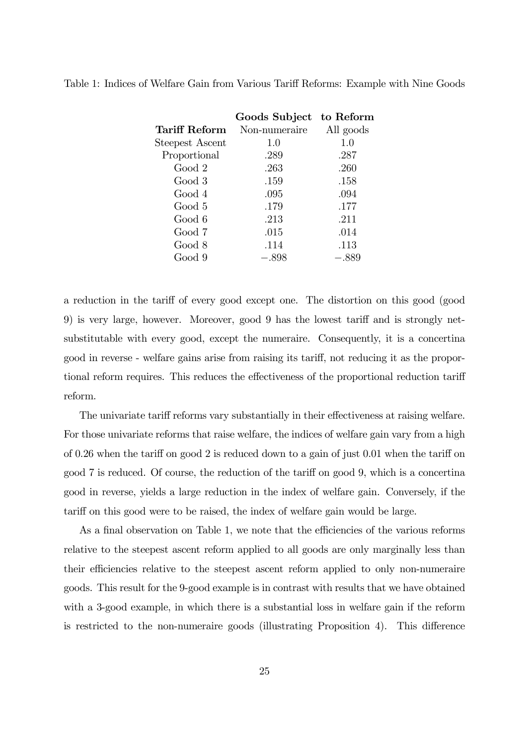Table 1: Indices of Welfare Gain from Various Tariff Reforms: Example with Nine Goods

| | **Goods Subject** | **to Reform** |
|---|---|---|
| **Tariff Reform** | Non-numeraire | All goods |
| Steepest Ascent | 1.0 | 1.0 |
| Proportional | .289 | .287 |
| Good 2 | .263 | .260 |
| Good 3 | .159 | .158 |
| Good 4 | .095 | .094 |
| Good 5 | .179 | .177 |
| Good 6 | .213 | .211 |
| Good 7 | .015 | .014 |
| Good 8 | .114 | .113 |
| Good 9 | −.898 | −.889 |

a reduction in the tariff of every good except one. The distortion on this good (good 9) is very large, however. Moreover, good 9 has the lowest tariff and is strongly net-substitutable with every good, except the numeraire. Consequently, it is a concertina good in reverse - welfare gains arise from raising its tariff, not reducing it as the proportional reform requires. This reduces the effectiveness of the proportional reduction tariff reform.

The univariate tariff reforms vary substantially in their effectiveness at raising welfare. For those univariate reforms that raise welfare, the indices of welfare gain vary from a high of 0.26 when the tariff on good 2 is reduced down to a gain of just 0.01 when the tariff on good 7 is reduced. Of course, the reduction of the tariff on good 9, which is a concertina good in reverse, yields a large reduction in the index of welfare gain. Conversely, if the tariff on this good were to be raised, the index of welfare gain would be large.

As a final observation on Table 1, we note that the efficiencies of the various reforms relative to the steepest ascent reform applied to all goods are only marginally less than their efficiencies relative to the steepest ascent reform applied to only non-numeraire goods. This result for the 9-good example is in contrast with results that we have obtained with a 3-good example, in which there is a substantial loss in welfare gain if the reform is restricted to the non-numeraire goods (illustrating Proposition 4). This difference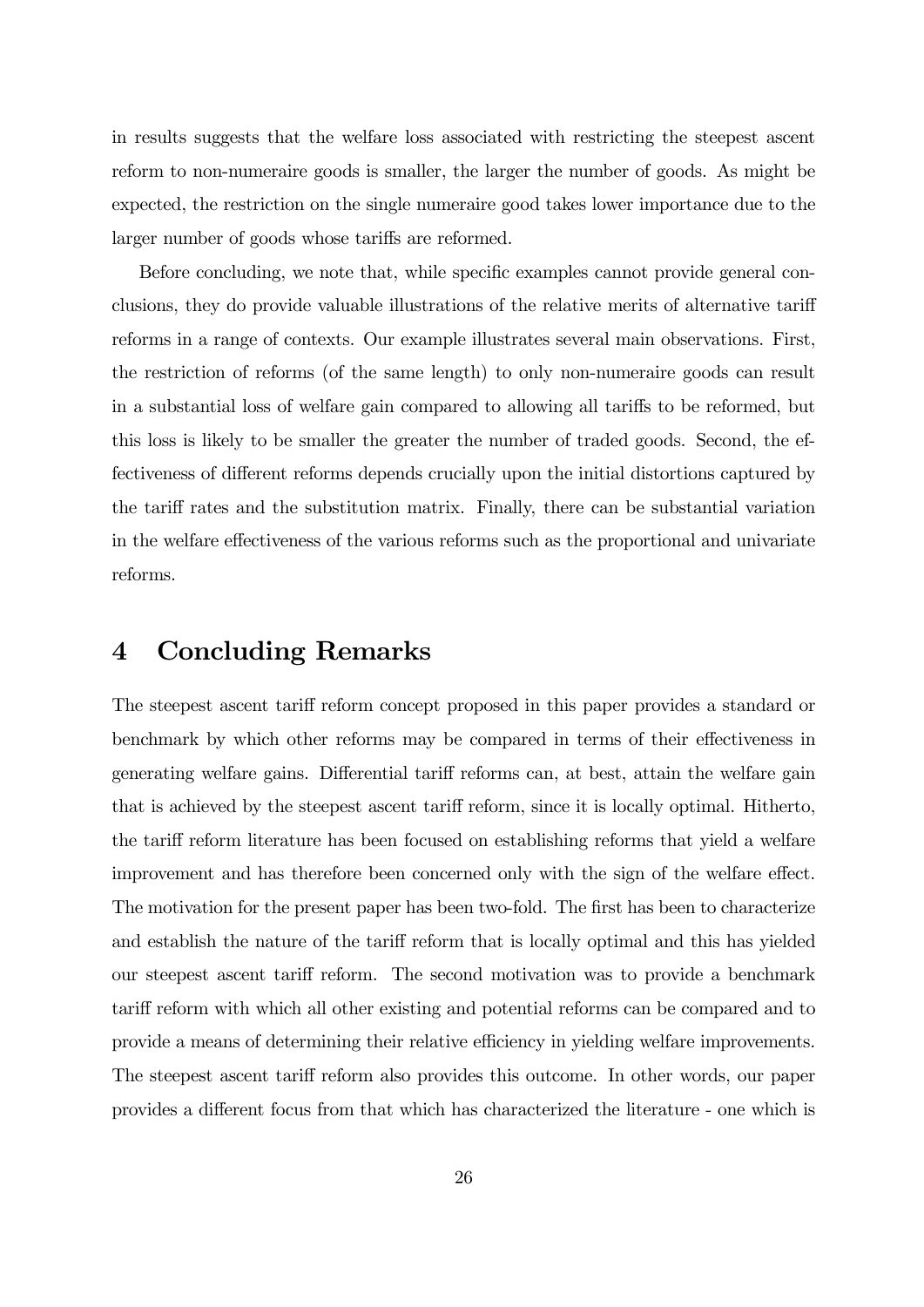in results suggests that the welfare loss associated with restricting the steepest ascent reform to non-numeraire goods is smaller, the larger the number of goods. As might be expected, the restriction on the single numeraire good takes lower importance due to the larger number of goods whose tariffs are reformed.

Before concluding, we note that, while specific examples cannot provide general conclusions, they do provide valuable illustrations of the relative merits of alternative tariff reforms in a range of contexts. Our example illustrates several main observations. First, the restriction of reforms (of the same length) to only non-numeraire goods can result in a substantial loss of welfare gain compared to allowing all tariffs to be reformed, but this loss is likely to be smaller the greater the number of traded goods. Second, the effectiveness of different reforms depends crucially upon the initial distortions captured by the tariff rates and the substitution matrix. Finally, there can be substantial variation in the welfare effectiveness of the various reforms such as the proportional and univariate reforms.

# 4 Concluding Remarks

The steepest ascent tariff reform concept proposed in this paper provides a standard or benchmark by which other reforms may be compared in terms of their effectiveness in generating welfare gains. Differential tariff reforms can, at best, attain the welfare gain that is achieved by the steepest ascent tariff reform, since it is locally optimal. Hitherto, the tariff reform literature has been focused on establishing reforms that yield a welfare improvement and has therefore been concerned only with the sign of the welfare effect. The motivation for the present paper has been two-fold. The first has been to characterize and establish the nature of the tariff reform that is locally optimal and this has yielded our steepest ascent tariff reform. The second motivation was to provide a benchmark tariff reform with which all other existing and potential reforms can be compared and to provide a means of determining their relative efficiency in yielding welfare improvements. The steepest ascent tariff reform also provides this outcome. In other words, our paper provides a different focus from that which has characterized the literature - one which is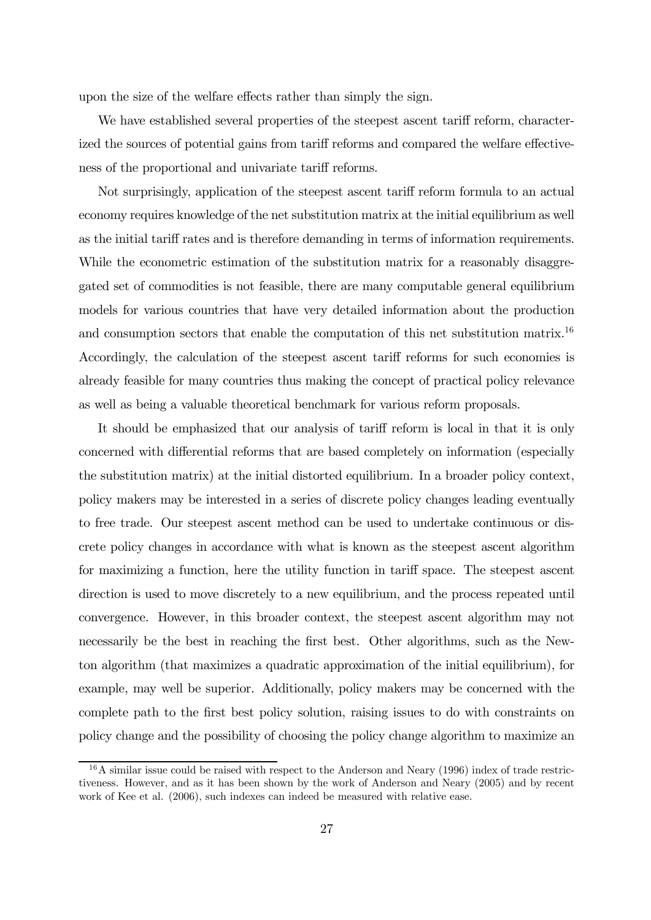upon the size of the welfare effects rather than simply the sign.

We have established several properties of the steepest ascent tariff reform, characterized the sources of potential gains from tariff reforms and compared the welfare effectiveness of the proportional and univariate tariff reforms.

Not surprisingly, application of the steepest ascent tariff reform formula to an actual economy requires knowledge of the net substitution matrix at the initial equilibrium as well as the initial tariff rates and is therefore demanding in terms of information requirements. While the econometric estimation of the substitution matrix for a reasonably disaggregated set of commodities is not feasible, there are many computable general equilibrium models for various countries that have very detailed information about the production and consumption sectors that enable the computation of this net substitution matrix.[16] Accordingly, the calculation of the steepest ascent tariff reforms for such economies is already feasible for many countries thus making the concept of practical policy relevance as well as being a valuable theoretical benchmark for various reform proposals.

It should be emphasized that our analysis of tariff reform is local in that it is only concerned with differential reforms that are based completely on information (especially the substitution matrix) at the initial distorted equilibrium. In a broader policy context, policy makers may be interested in a series of discrete policy changes leading eventually to free trade. Our steepest ascent method can be used to undertake continuous or discrete policy changes in accordance with what is known as the steepest ascent algorithm for maximizing a function, here the utility function in tariff space. The steepest ascent direction is used to move discretely to a new equilibrium, and the process repeated until convergence. However, in this broader context, the steepest ascent algorithm may not necessarily be the best in reaching the first best. Other algorithms, such as the Newton algorithm (that maximizes a quadratic approximation of the initial equilibrium), for example, may well be superior. Additionally, policy makers may be concerned with the complete path to the first best policy solution, raising issues to do with constraints on policy change and the possibility of choosing the policy change algorithm to maximize an

[16] A similar issue could be raised with respect to the Anderson and Neary (1996) index of trade restrictiveness. However, and as it has been shown by the work of Anderson and Neary (2005) and by recent work of Kee et al. (2006), such indexes can indeed be measured with relative ease.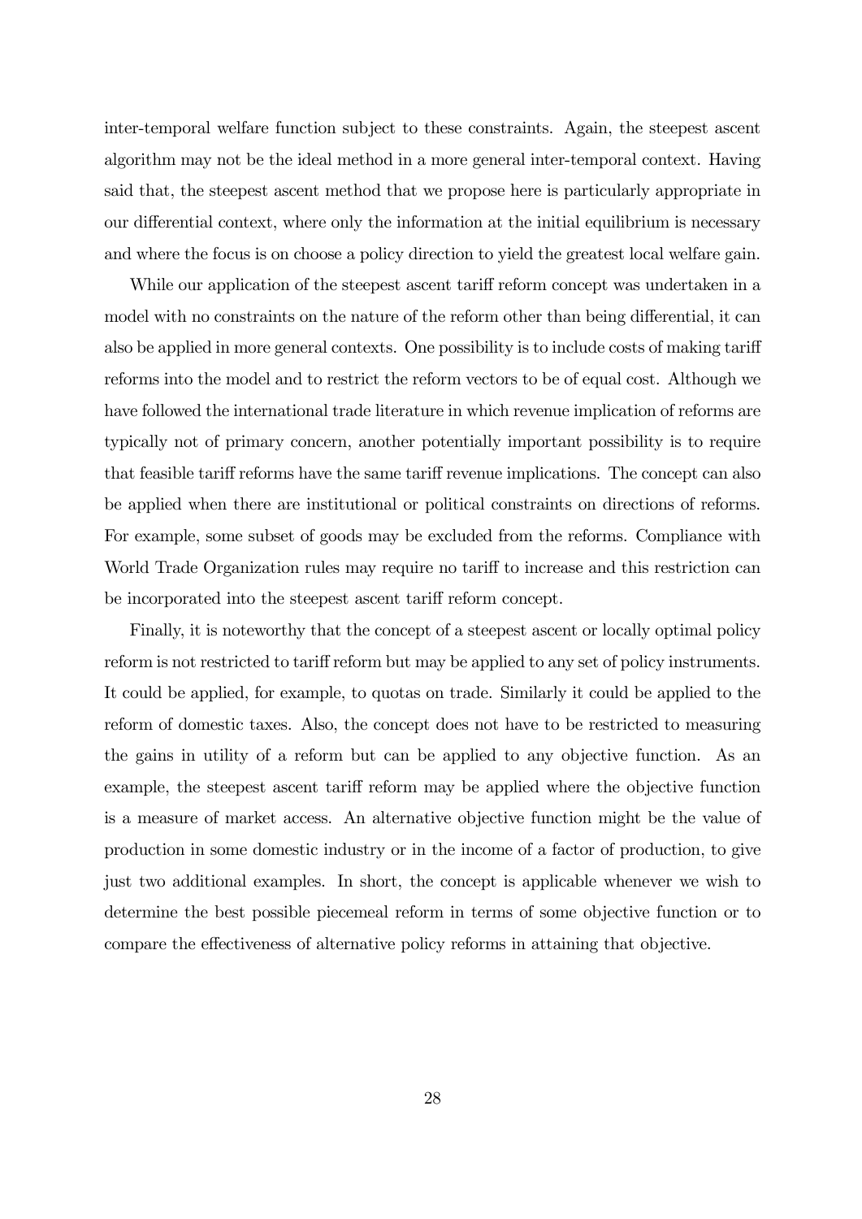inter-temporal welfare function subject to these constraints. Again, the steepest ascent algorithm may not be the ideal method in a more general inter-temporal context. Having said that, the steepest ascent method that we propose here is particularly appropriate in our differential context, where only the information at the initial equilibrium is necessary and where the focus is on choose a policy direction to yield the greatest local welfare gain.

While our application of the steepest ascent tariff reform concept was undertaken in a model with no constraints on the nature of the reform other than being differential, it can also be applied in more general contexts. One possibility is to include costs of making tariff reforms into the model and to restrict the reform vectors to be of equal cost. Although we have followed the international trade literature in which revenue implication of reforms are typically not of primary concern, another potentially important possibility is to require that feasible tariff reforms have the same tariff revenue implications. The concept can also be applied when there are institutional or political constraints on directions of reforms. For example, some subset of goods may be excluded from the reforms. Compliance with World Trade Organization rules may require no tariff to increase and this restriction can be incorporated into the steepest ascent tariff reform concept.

Finally, it is noteworthy that the concept of a steepest ascent or locally optimal policy reform is not restricted to tariff reform but may be applied to any set of policy instruments. It could be applied, for example, to quotas on trade. Similarly it could be applied to the reform of domestic taxes. Also, the concept does not have to be restricted to measuring the gains in utility of a reform but can be applied to any objective function. As an example, the steepest ascent tariff reform may be applied where the objective function is a measure of market access. An alternative objective function might be the value of production in some domestic industry or in the income of a factor of production, to give just two additional examples. In short, the concept is applicable whenever we wish to determine the best possible piecemeal reform in terms of some objective function or to compare the effectiveness of alternative policy reforms in attaining that objective.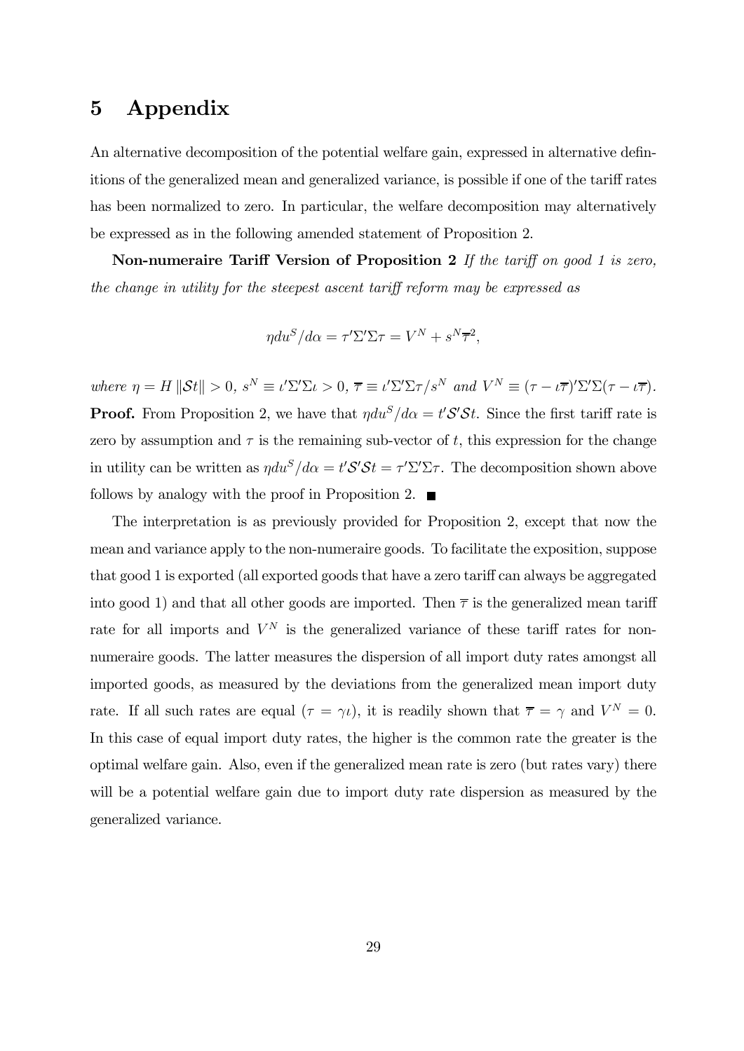# 5 Appendix

An alternative decomposition of the potential welfare gain, expressed in alternative definitions of the generalized mean and generalized variance, is possible if one of the tariff rates has been normalized to zero. In particular, the welfare decomposition may alternatively be expressed as in the following amended statement of Proposition 2.

**Non-numeraire Tariff Version of Proposition 2** *If the tariff on good 1 is zero, the change in utility for the steepest ascent tariff reform may be expressed as*

$$\eta du^S/d\alpha = \tau'\Sigma'\Sigma\tau = V^N + s^N\overline{\tau}^2,$$

*where* $\eta = H\,\|\mathcal{S}t\| > 0$, $s^N \equiv \iota'\Sigma'\Sigma\iota > 0$, $\overline{\tau} \equiv \iota'\Sigma'\Sigma\tau/s^N$ *and* $V^N \equiv (\tau - \iota\overline{\tau})'\Sigma'\Sigma(\tau - \iota\overline{\tau})$.

**Proof.** From Proposition 2, we have that $\eta du^S/d\alpha = t'\mathcal{S}'\mathcal{S}t$. Since the first tariff rate is zero by assumption and $\tau$ is the remaining sub-vector of $t$, this expression for the change in utility can be written as $\eta du^S/d\alpha = t'\mathcal{S}'\mathcal{S}t = \tau'\Sigma'\Sigma\tau$. The decomposition shown above follows by analogy with the proof in Proposition 2. ■

The interpretation is as previously provided for Proposition 2, except that now the mean and variance apply to the non-numeraire goods. To facilitate the exposition, suppose that good 1 is exported (all exported goods that have a zero tariff can always be aggregated into good 1) and that all other goods are imported. Then $\overline{\tau}$ is the generalized mean tariff rate for all imports and $V^N$ is the generalized variance of these tariff rates for non-numeraire goods. The latter measures the dispersion of all import duty rates amongst all imported goods, as measured by the deviations from the generalized mean import duty rate. If all such rates are equal ($\tau = \gamma\iota$), it is readily shown that $\overline{\tau} = \gamma$ and $V^N = 0$. In this case of equal import duty rates, the higher is the common rate the greater is the optimal welfare gain. Also, even if the generalized mean rate is zero (but rates vary) there will be a potential welfare gain due to import duty rate dispersion as measured by the generalized variance.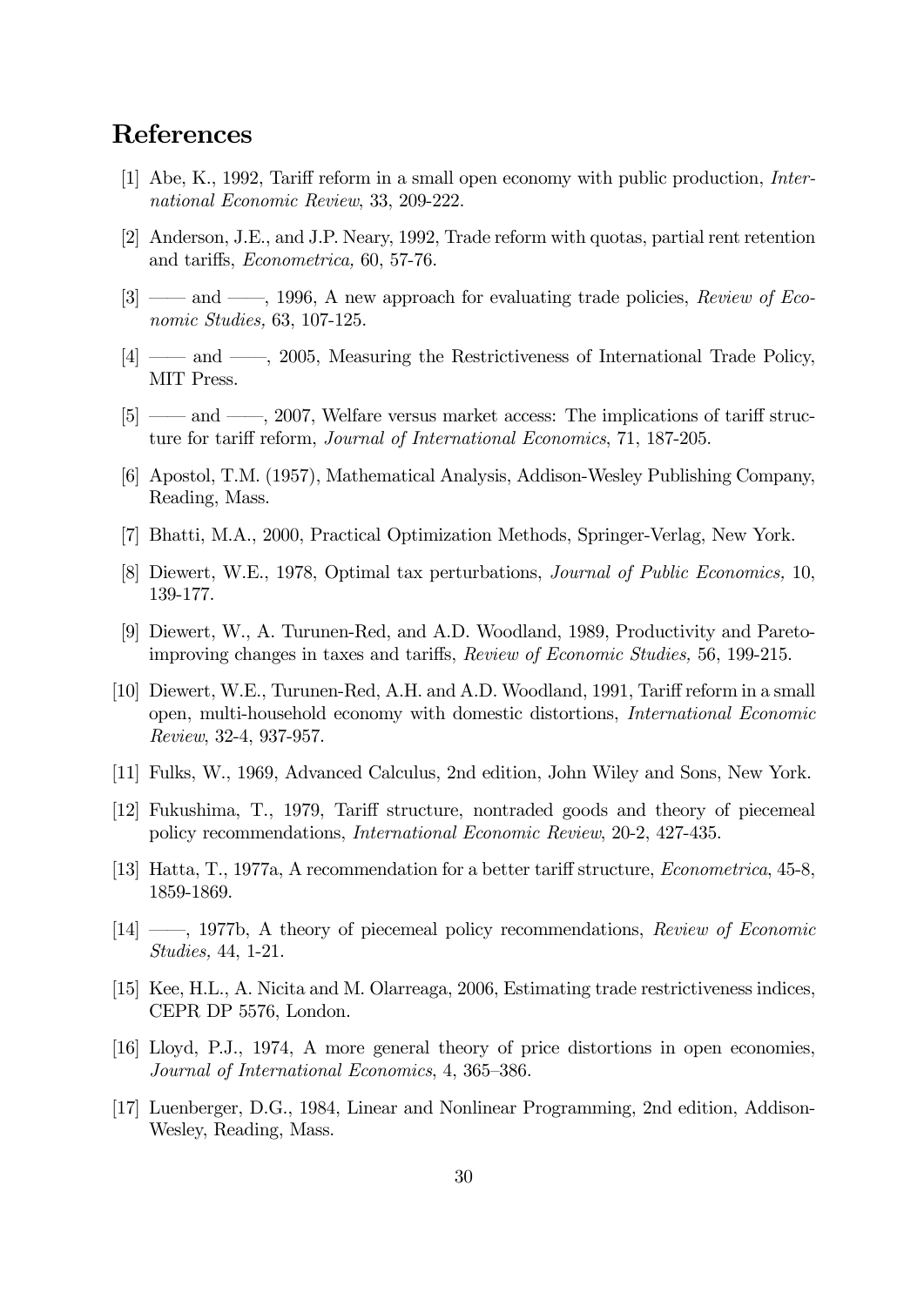## References

[1] Abe, K., 1992, Tariff reform in a small open economy with public production, *International Economic Review*, 33, 209-222.

[2] Anderson, J.E., and J.P. Neary, 1992, Trade reform with quotas, partial rent retention and tariffs, *Econometrica,* 60, 57-76.

[3] —— and ——, 1996, A new approach for evaluating trade policies, *Review of Economic Studies,* 63, 107-125.

[4] —— and ——, 2005, Measuring the Restrictiveness of International Trade Policy, MIT Press.

[5] —— and ——, 2007, Welfare versus market access: The implications of tariff structure for tariff reform, *Journal of International Economics*, 71, 187-205.

[6] Apostol, T.M. (1957), Mathematical Analysis, Addison-Wesley Publishing Company, Reading, Mass.

[7] Bhatti, M.A., 2000, Practical Optimization Methods, Springer-Verlag, New York.

[8] Diewert, W.E., 1978, Optimal tax perturbations, *Journal of Public Economics,* 10, 139-177.

[9] Diewert, W., A. Turunen-Red, and A.D. Woodland, 1989, Productivity and Pareto-improving changes in taxes and tariffs, *Review of Economic Studies,* 56, 199-215.

[10] Diewert, W.E., Turunen-Red, A.H. and A.D. Woodland, 1991, Tariff reform in a small open, multi-household economy with domestic distortions, *International Economic Review*, 32-4, 937-957.

[11] Fulks, W., 1969, Advanced Calculus, 2nd edition, John Wiley and Sons, New York.

[12] Fukushima, T., 1979, Tariff structure, nontraded goods and theory of piecemeal policy recommendations, *International Economic Review*, 20-2, 427-435.

[13] Hatta, T., 1977a, A recommendation for a better tariff structure, *Econometrica*, 45-8, 1859-1869.

[14] ——, 1977b, A theory of piecemeal policy recommendations, *Review of Economic Studies,* 44, 1-21.

[15] Kee, H.L., A. Nicita and M. Olarreaga, 2006, Estimating trade restrictiveness indices, CEPR DP 5576, London.

[16] Lloyd, P.J., 1974, A more general theory of price distortions in open economies, *Journal of International Economics*, 4, 365–386.

[17] Luenberger, D.G., 1984, Linear and Nonlinear Programming, 2nd edition, Addison-Wesley, Reading, Mass.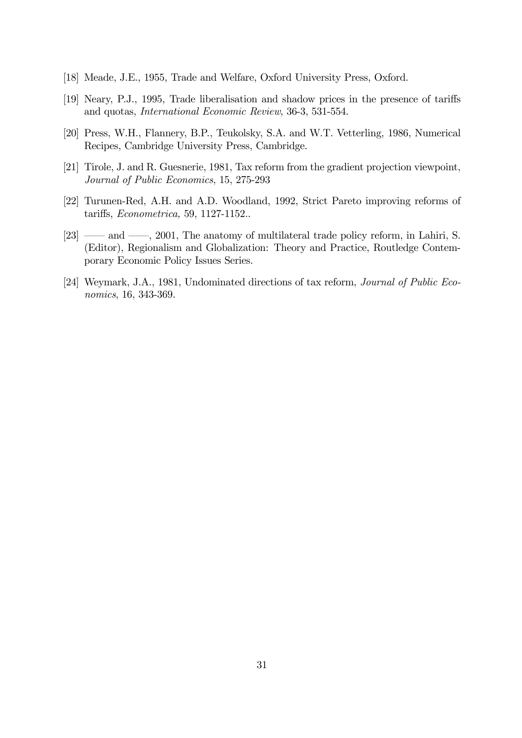[18] Meade, J.E., 1955, Trade and Welfare, Oxford University Press, Oxford.

[19] Neary, P.J., 1995, Trade liberalisation and shadow prices in the presence of tariffs and quotas, *International Economic Review*, 36-3, 531-554.

[20] Press, W.H., Flannery, B.P., Teukolsky, S.A. and W.T. Vetterling, 1986, Numerical Recipes, Cambridge University Press, Cambridge.

[21] Tirole, J. and R. Guesnerie, 1981, Tax reform from the gradient projection viewpoint, *Journal of Public Economics*, 15, 275-293

[22] Turunen-Red, A.H. and A.D. Woodland, 1992, Strict Pareto improving reforms of tariffs, *Econometrica,* 59, 1127-1152..

[23] —— and ——, 2001, The anatomy of multilateral trade policy reform, in Lahiri, S. (Editor), Regionalism and Globalization: Theory and Practice, Routledge Contemporary Economic Policy Issues Series.

[24] Weymark, J.A., 1981, Undominated directions of tax reform, *Journal of Public Economics*, 16, 343-369.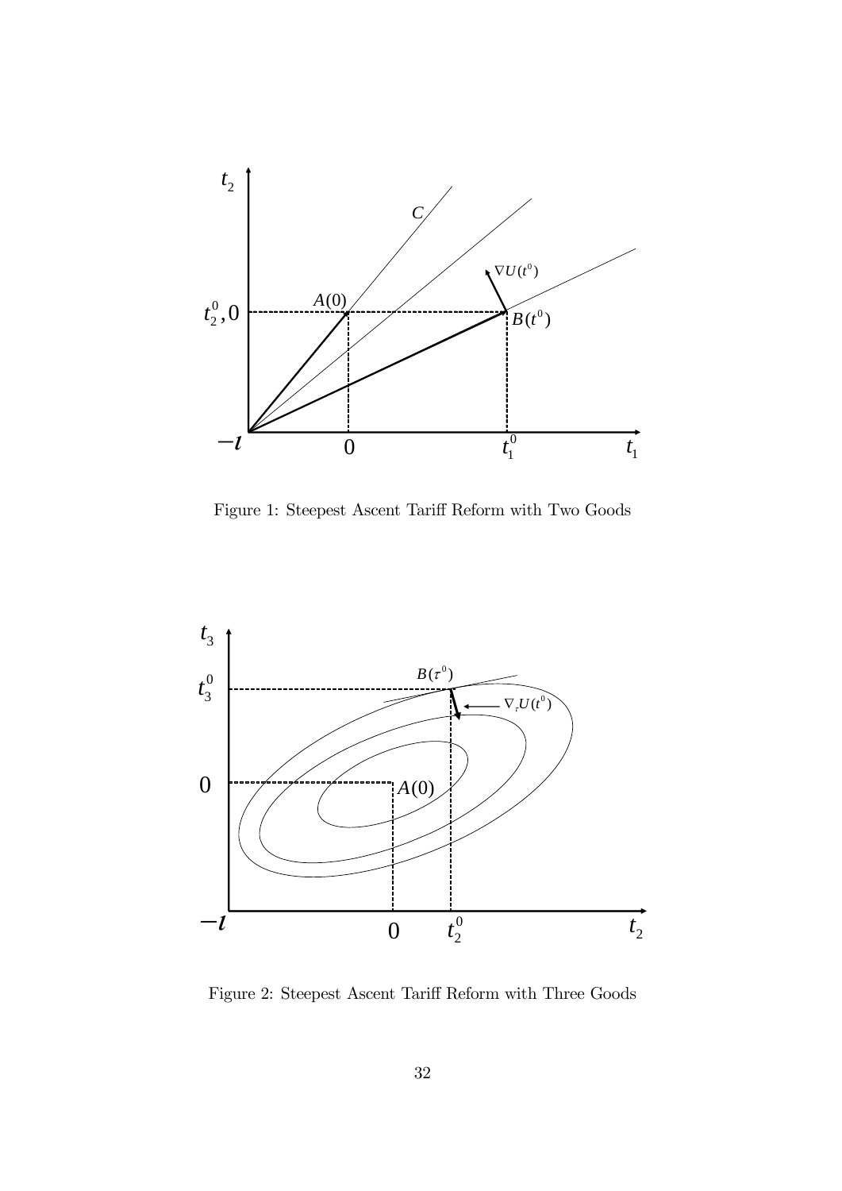Figure 1: Steepest Ascent Tariff Reform with Two Goods

Figure 2: Steepest Ascent Tariff Reform with Three Goods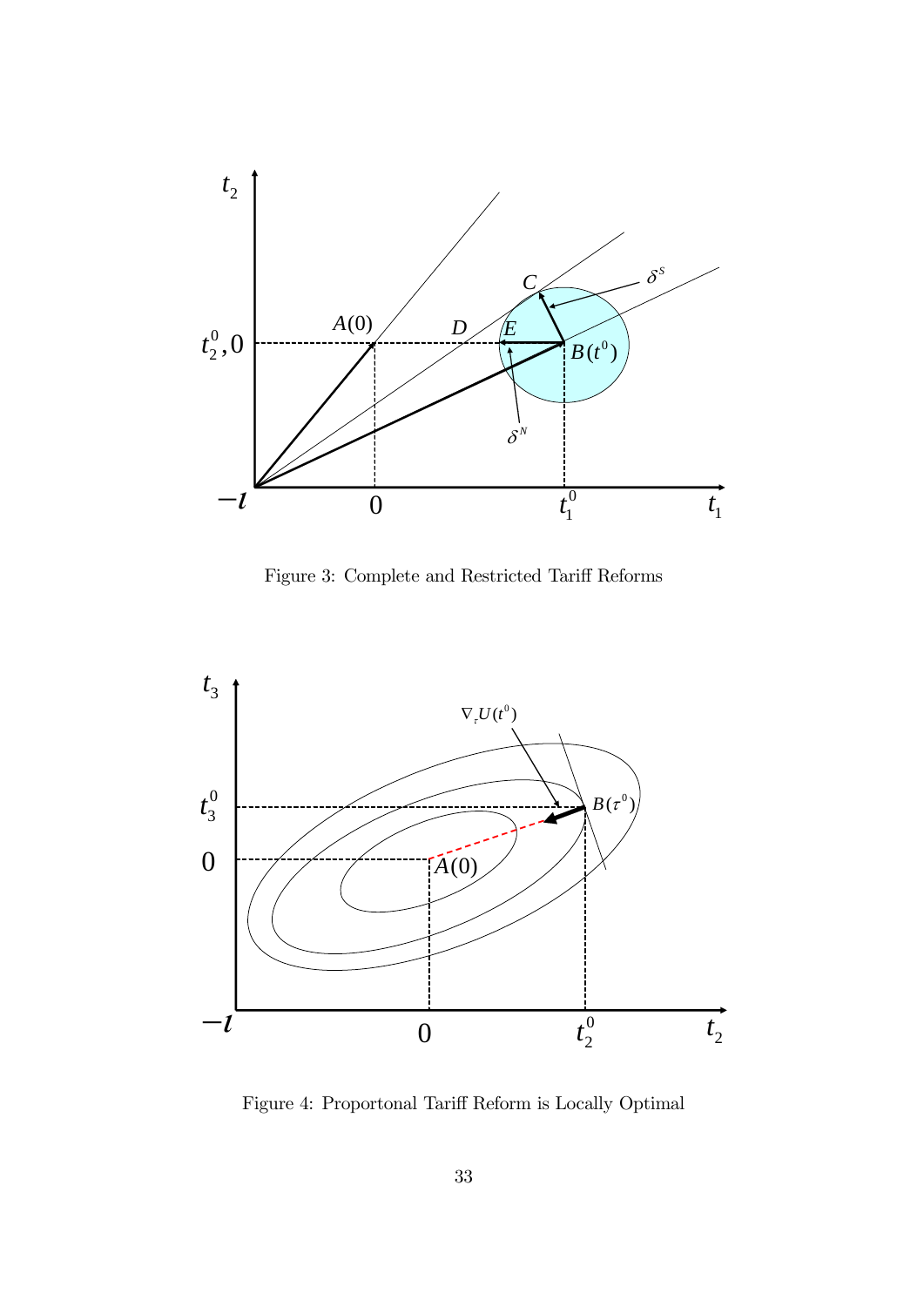Figure 3: Complete and Restricted Tariff Reforms

Figure 4: Proportonal Tariff Reform is Locally Optimal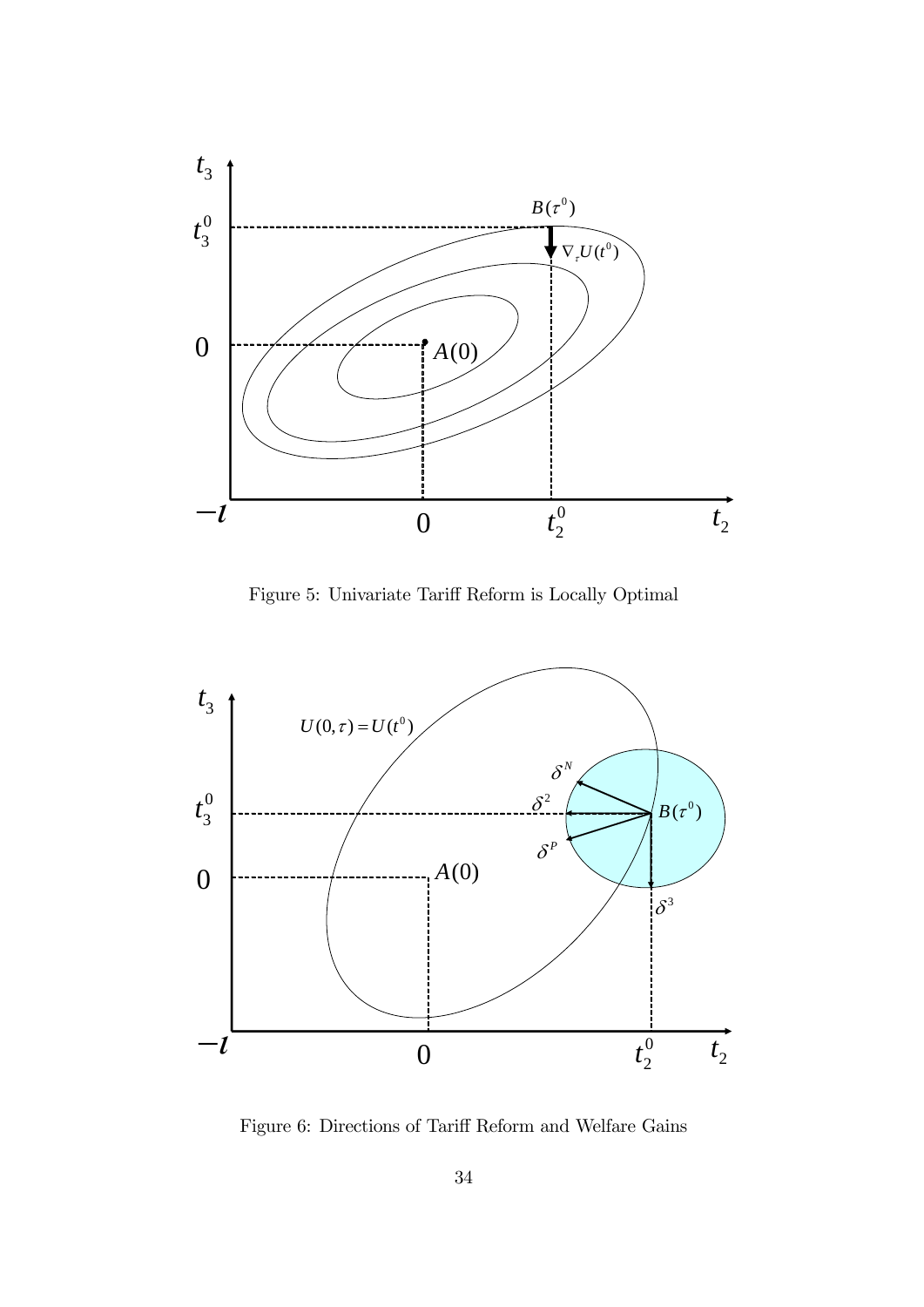$t_3$

$t_3^0$

$0$

$-\iota$

$B(\tau^0)$

$\nabla_\tau U(t^0)$

$A(0)$

$0$

$t_2^0$

$t_2$

Figure 5: Univariate Tariff Reform is Locally Optimal

$t_3$

$U(0,\tau) = U(t^0)$

$t_3^0$

$0$

$-\iota$

$\delta^N$

$\delta^2$

$\delta^P$

$B(\tau^0)$

$A(0)$

$\delta^3$

$0$

$t_2^0$

$t_2$

Figure 6: Directions of Tariff Reform and Welfare Gains